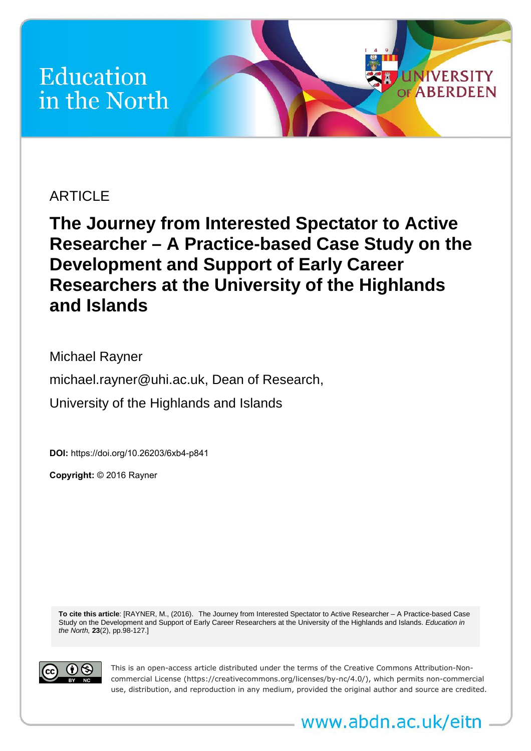Education in the North

ARTICLE

# The Journey from Interested Spectator to Active Researcher – A Practice-based Case Study on the Development and Support of Early Career Researchers at the University of the Highlands and Islands

Michael Rayner

michael.rayner@uhi.ac.uk, Dean of Research,

University of the Highlands and Islands

**DOI:** https://doi.org/10.26203/6xb4-p841

**Copyright:** © 2016 Rayner

**To cite this article**: [RAYNER, M., (2016). The Journey from Interested Spectator to Active Researcher – A Practice-based Case Study on the Development and Support of Early Career Researchers at the University of the Highlands and Islands. *Education in the North*, **23**(2), pp.98-127.]

This is an open-access article distributed under the terms of the Creative Commons Attribution-Non-commercial License (https://creativecommons.org/licenses/by-nc/4.0/), which permits non-commercial use, distribution, and reproduction in any medium, provided the original author and source are credited.

www.abdn.ac.uk/eitn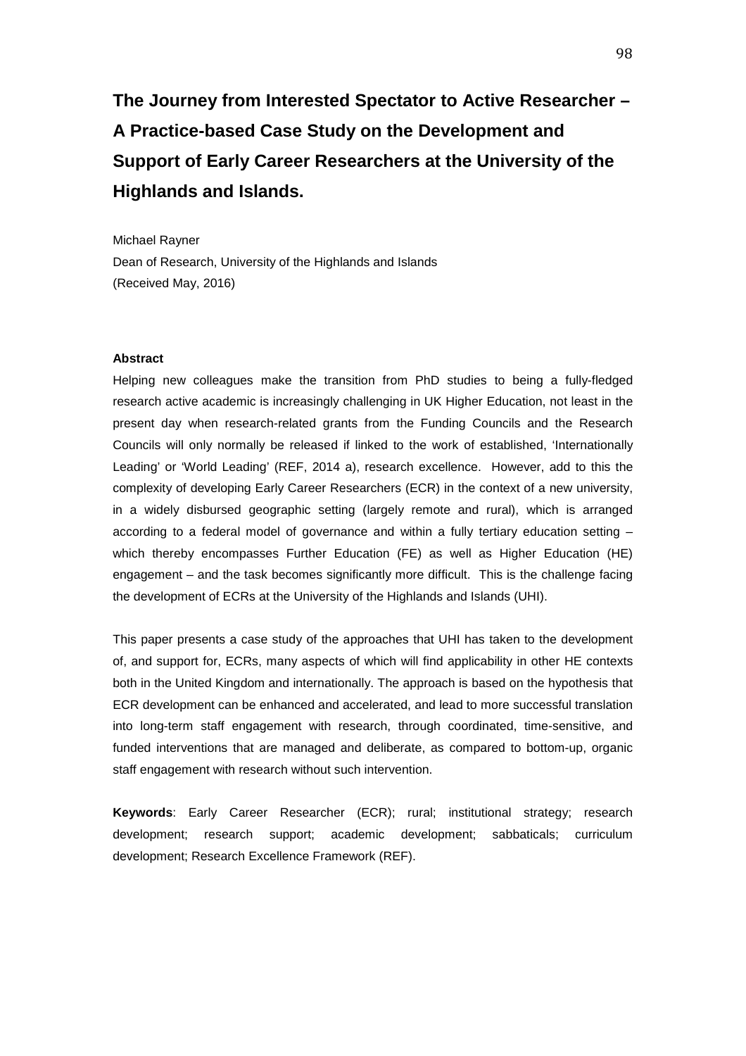# The Journey from Interested Spectator to Active Researcher – A Practice-based Case Study on the Development and Support of Early Career Researchers at the University of the Highlands and Islands.

Michael Rayner

Dean of Research, University of the Highlands and Islands

(Received May, 2016)

**Abstract**

Helping new colleagues make the transition from PhD studies to being a fully-fledged research active academic is increasingly challenging in UK Higher Education, not least in the present day when research-related grants from the Funding Councils and the Research Councils will only normally be released if linked to the work of established, 'Internationally Leading' or 'World Leading' (REF, 2014 a), research excellence. However, add to this the complexity of developing Early Career Researchers (ECR) in the context of a new university, in a widely disbursed geographic setting (largely remote and rural), which is arranged according to a federal model of governance and within a fully tertiary education setting – which thereby encompasses Further Education (FE) as well as Higher Education (HE) engagement – and the task becomes significantly more difficult. This is the challenge facing the development of ECRs at the University of the Highlands and Islands (UHI).

This paper presents a case study of the approaches that UHI has taken to the development of, and support for, ECRs, many aspects of which will find applicability in other HE contexts both in the United Kingdom and internationally. The approach is based on the hypothesis that ECR development can be enhanced and accelerated, and lead to more successful translation into long-term staff engagement with research, through coordinated, time-sensitive, and funded interventions that are managed and deliberate, as compared to bottom-up, organic staff engagement with research without such intervention.

**Keywords**: Early Career Researcher (ECR); rural; institutional strategy; research development; research support; academic development; sabbaticals; curriculum development; Research Excellence Framework (REF).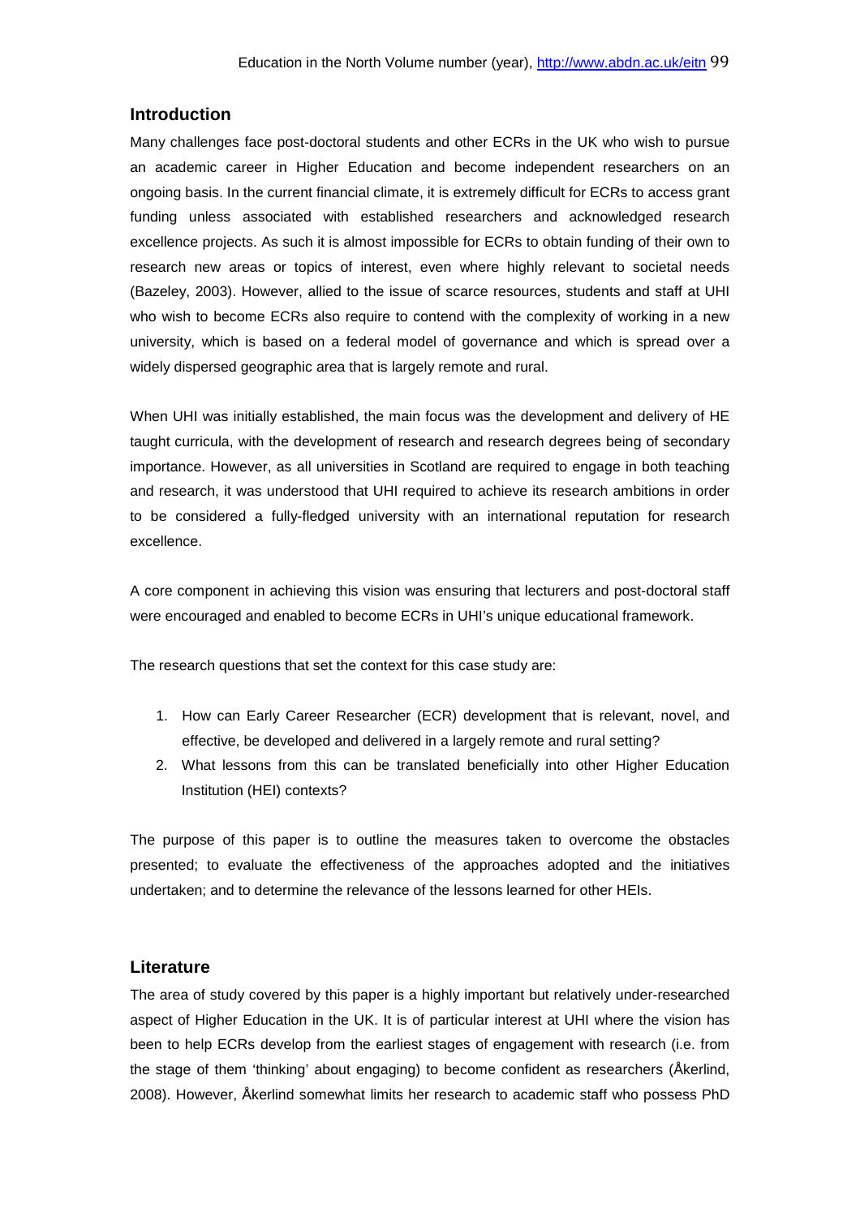## Introduction

Many challenges face post-doctoral students and other ECRs in the UK who wish to pursue an academic career in Higher Education and become independent researchers on an ongoing basis. In the current financial climate, it is extremely difficult for ECRs to access grant funding unless associated with established researchers and acknowledged research excellence projects. As such it is almost impossible for ECRs to obtain funding of their own to research new areas or topics of interest, even where highly relevant to societal needs (Bazeley, 2003). However, allied to the issue of scarce resources, students and staff at UHI who wish to become ECRs also require to contend with the complexity of working in a new university, which is based on a federal model of governance and which is spread over a widely dispersed geographic area that is largely remote and rural.

When UHI was initially established, the main focus was the development and delivery of HE taught curricula, with the development of research and research degrees being of secondary importance. However, as all universities in Scotland are required to engage in both teaching and research, it was understood that UHI required to achieve its research ambitions in order to be considered a fully-fledged university with an international reputation for research excellence.

A core component in achieving this vision was ensuring that lecturers and post-doctoral staff were encouraged and enabled to become ECRs in UHI's unique educational framework.

The research questions that set the context for this case study are:

1. How can Early Career Researcher (ECR) development that is relevant, novel, and effective, be developed and delivered in a largely remote and rural setting?
2. What lessons from this can be translated beneficially into other Higher Education Institution (HEI) contexts?

The purpose of this paper is to outline the measures taken to overcome the obstacles presented; to evaluate the effectiveness of the approaches adopted and the initiatives undertaken; and to determine the relevance of the lessons learned for other HEIs.

## Literature

The area of study covered by this paper is a highly important but relatively under-researched aspect of Higher Education in the UK. It is of particular interest at UHI where the vision has been to help ECRs develop from the earliest stages of engagement with research (i.e. from the stage of them 'thinking' about engaging) to become confident as researchers (Åkerlind, 2008). However, Åkerlind somewhat limits her research to academic staff who possess PhD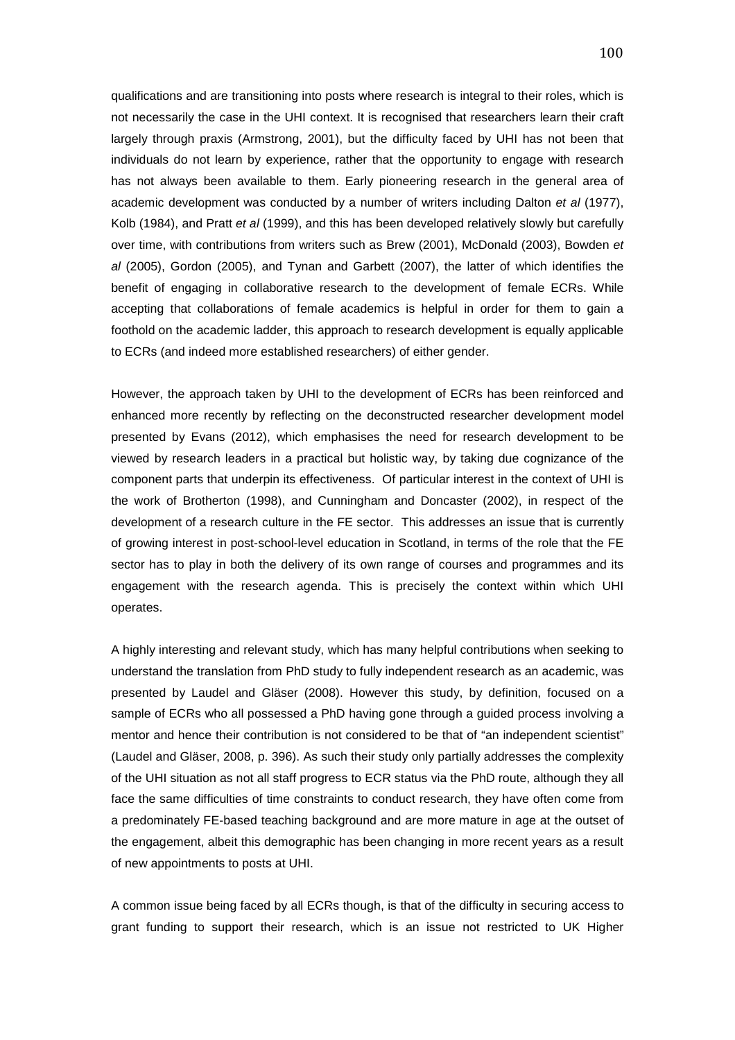qualifications and are transitioning into posts where research is integral to their roles, which is not necessarily the case in the UHI context. It is recognised that researchers learn their craft largely through praxis (Armstrong, 2001), but the difficulty faced by UHI has not been that individuals do not learn by experience, rather that the opportunity to engage with research has not always been available to them. Early pioneering research in the general area of academic development was conducted by a number of writers including Dalton *et al* (1977), Kolb (1984), and Pratt *et al* (1999), and this has been developed relatively slowly but carefully over time, with contributions from writers such as Brew (2001), McDonald (2003), Bowden *et al* (2005), Gordon (2005), and Tynan and Garbett (2007), the latter of which identifies the benefit of engaging in collaborative research to the development of female ECRs. While accepting that collaborations of female academics is helpful in order for them to gain a foothold on the academic ladder, this approach to research development is equally applicable to ECRs (and indeed more established researchers) of either gender.

However, the approach taken by UHI to the development of ECRs has been reinforced and enhanced more recently by reflecting on the deconstructed researcher development model presented by Evans (2012), which emphasises the need for research development to be viewed by research leaders in a practical but holistic way, by taking due cognizance of the component parts that underpin its effectiveness. Of particular interest in the context of UHI is the work of Brotherton (1998), and Cunningham and Doncaster (2002), in respect of the development of a research culture in the FE sector. This addresses an issue that is currently of growing interest in post-school-level education in Scotland, in terms of the role that the FE sector has to play in both the delivery of its own range of courses and programmes and its engagement with the research agenda. This is precisely the context within which UHI operates.

A highly interesting and relevant study, which has many helpful contributions when seeking to understand the translation from PhD study to fully independent research as an academic, was presented by Laudel and Gläser (2008). However this study, by definition, focused on a sample of ECRs who all possessed a PhD having gone through a guided process involving a mentor and hence their contribution is not considered to be that of "an independent scientist" (Laudel and Gläser, 2008, p. 396). As such their study only partially addresses the complexity of the UHI situation as not all staff progress to ECR status via the PhD route, although they all face the same difficulties of time constraints to conduct research, they have often come from a predominately FE-based teaching background and are more mature in age at the outset of the engagement, albeit this demographic has been changing in more recent years as a result of new appointments to posts at UHI.

A common issue being faced by all ECRs though, is that of the difficulty in securing access to grant funding to support their research, which is an issue not restricted to UK Higher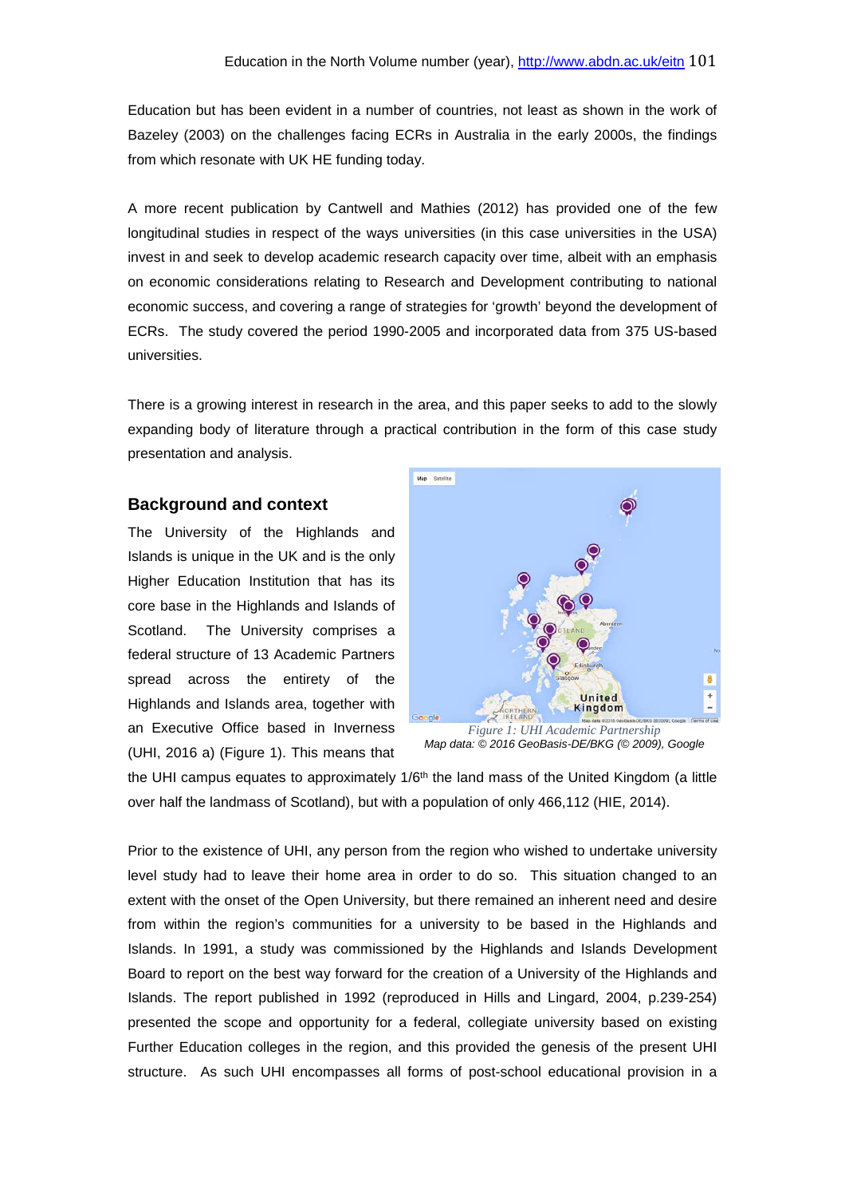Education but has been evident in a number of countries, not least as shown in the work of Bazeley (2003) on the challenges facing ECRs in Australia in the early 2000s, the findings from which resonate with UK HE funding today.

A more recent publication by Cantwell and Mathies (2012) has provided one of the few longitudinal studies in respect of the ways universities (in this case universities in the USA) invest in and seek to develop academic research capacity over time, albeit with an emphasis on economic considerations relating to Research and Development contributing to national economic success, and covering a range of strategies for 'growth' beyond the development of ECRs. The study covered the period 1990-2005 and incorporated data from 375 US-based universities.

There is a growing interest in research in the area, and this paper seeks to add to the slowly expanding body of literature through a practical contribution in the form of this case study presentation and analysis.

## Background and context

The University of the Highlands and Islands is unique in the UK and is the only Higher Education Institution that has its core base in the Highlands and Islands of Scotland. The University comprises a federal structure of 13 Academic Partners spread across the entirety of the Highlands and Islands area, together with an Executive Office based in Inverness (UHI, 2016 a) (Figure 1). This means that the UHI campus equates to approximately 1/6th the land mass of the United Kingdom (a little over half the landmass of Scotland), but with a population of only 466,112 (HIE, 2014).

*Figure 1: UHI Academic Partnership*
Map data: © 2016 GeoBasis-DE/BKG (© 2009), Google

Prior to the existence of UHI, any person from the region who wished to undertake university level study had to leave their home area in order to do so. This situation changed to an extent with the onset of the Open University, but there remained an inherent need and desire from within the region's communities for a university to be based in the Highlands and Islands. In 1991, a study was commissioned by the Highlands and Islands Development Board to report on the best way forward for the creation of a University of the Highlands and Islands. The report published in 1992 (reproduced in Hills and Lingard, 2004, p.239-254) presented the scope and opportunity for a federal, collegiate university based on existing Further Education colleges in the region, and this provided the genesis of the present UHI structure. As such UHI encompasses all forms of post-school educational provision in a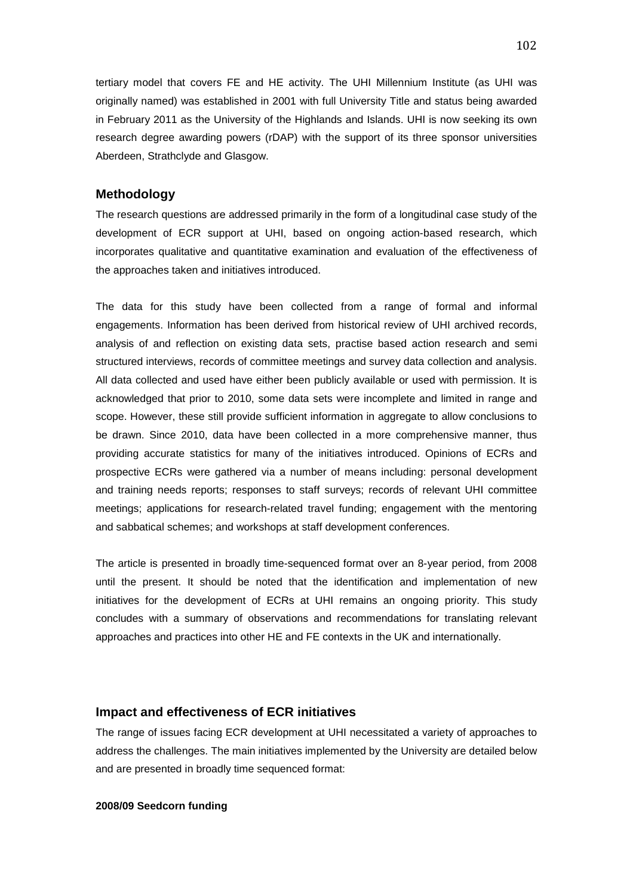tertiary model that covers FE and HE activity. The UHI Millennium Institute (as UHI was originally named) was established in 2001 with full University Title and status being awarded in February 2011 as the University of the Highlands and Islands. UHI is now seeking its own research degree awarding powers (rDAP) with the support of its three sponsor universities Aberdeen, Strathclyde and Glasgow.

## Methodology

The research questions are addressed primarily in the form of a longitudinal case study of the development of ECR support at UHI, based on ongoing action-based research, which incorporates qualitative and quantitative examination and evaluation of the effectiveness of the approaches taken and initiatives introduced.

The data for this study have been collected from a range of formal and informal engagements. Information has been derived from historical review of UHI archived records, analysis of and reflection on existing data sets, practise based action research and semi structured interviews, records of committee meetings and survey data collection and analysis. All data collected and used have either been publicly available or used with permission. It is acknowledged that prior to 2010, some data sets were incomplete and limited in range and scope. However, these still provide sufficient information in aggregate to allow conclusions to be drawn. Since 2010, data have been collected in a more comprehensive manner, thus providing accurate statistics for many of the initiatives introduced. Opinions of ECRs and prospective ECRs were gathered via a number of means including: personal development and training needs reports; responses to staff surveys; records of relevant UHI committee meetings; applications for research-related travel funding; engagement with the mentoring and sabbatical schemes; and workshops at staff development conferences.

The article is presented in broadly time-sequenced format over an 8-year period, from 2008 until the present. It should be noted that the identification and implementation of new initiatives for the development of ECRs at UHI remains an ongoing priority. This study concludes with a summary of observations and recommendations for translating relevant approaches and practices into other HE and FE contexts in the UK and internationally.

## Impact and effectiveness of ECR initiatives

The range of issues facing ECR development at UHI necessitated a variety of approaches to address the challenges. The main initiatives implemented by the University are detailed below and are presented in broadly time sequenced format:

**2008/09 Seedcorn funding**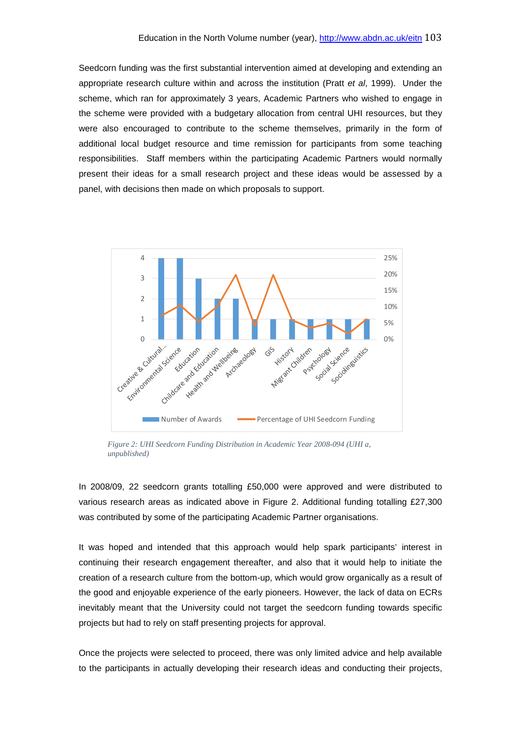Seedcorn funding was the first substantial intervention aimed at developing and extending an appropriate research culture within and across the institution (Pratt *et al*, 1999). Under the scheme, which ran for approximately 3 years, Academic Partners who wished to engage in the scheme were provided with a budgetary allocation from central UHI resources, but they were also encouraged to contribute to the scheme themselves, primarily in the form of additional local budget resource and time remission for participants from some teaching responsibilities. Staff members within the participating Academic Partners would normally present their ideas for a small research project and these ideas would be assessed by a panel, with decisions then made on which proposals to support.

*Figure 2: UHI Seedcorn Funding Distribution in Academic Year 2008-094 (UHI a, unpublished)*

In 2008/09, 22 seedcorn grants totalling £50,000 were approved and were distributed to various research areas as indicated above in Figure 2. Additional funding totalling £27,300 was contributed by some of the participating Academic Partner organisations.

It was hoped and intended that this approach would help spark participants' interest in continuing their research engagement thereafter, and also that it would help to initiate the creation of a research culture from the bottom-up, which would grow organically as a result of the good and enjoyable experience of the early pioneers. However, the lack of data on ECRs inevitably meant that the University could not target the seedcorn funding towards specific projects but had to rely on staff presenting projects for approval.

Once the projects were selected to proceed, there was only limited advice and help available to the participants in actually developing their research ideas and conducting their projects,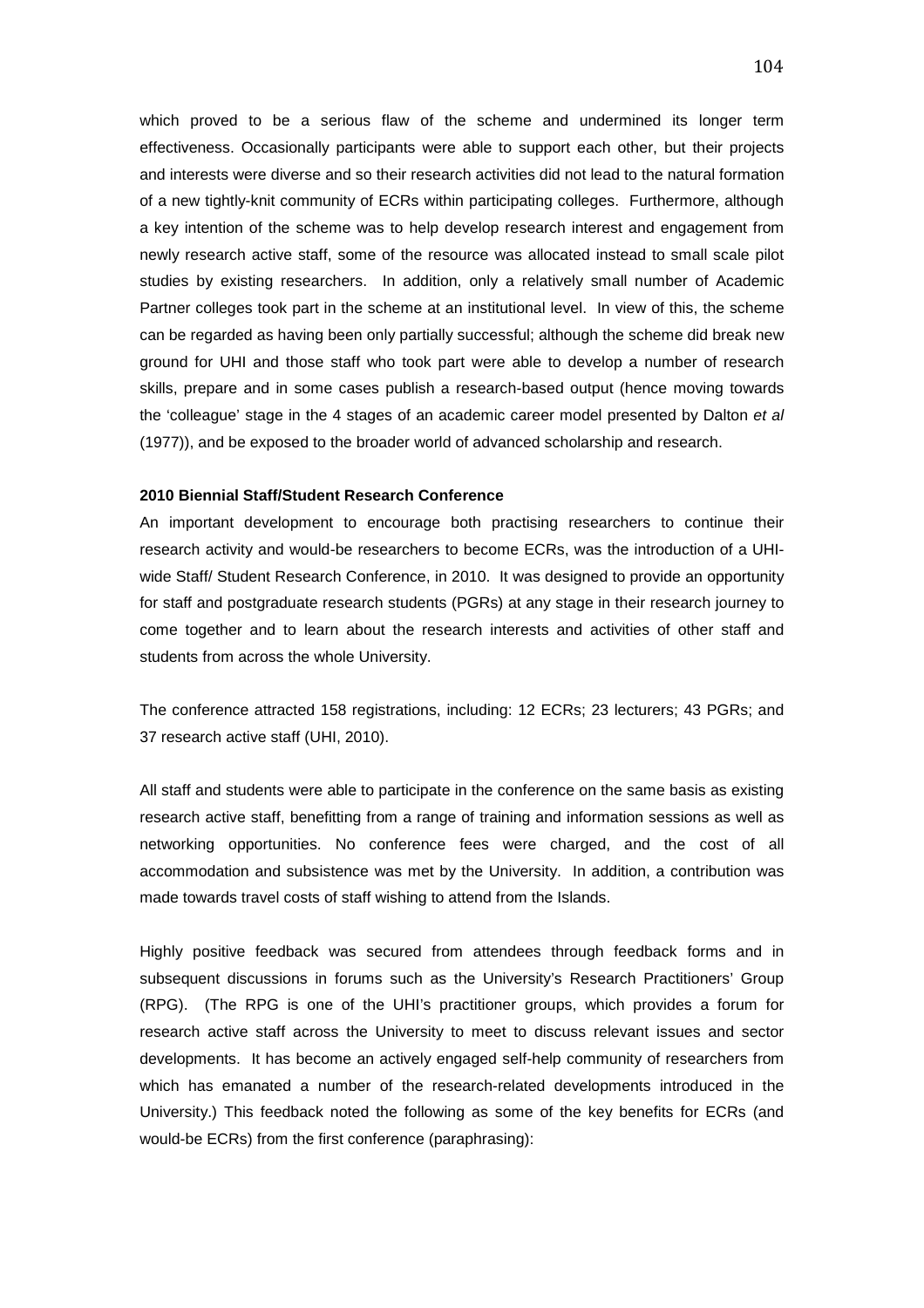which proved to be a serious flaw of the scheme and undermined its longer term effectiveness. Occasionally participants were able to support each other, but their projects and interests were diverse and so their research activities did not lead to the natural formation of a new tightly-knit community of ECRs within participating colleges. Furthermore, although a key intention of the scheme was to help develop research interest and engagement from newly research active staff, some of the resource was allocated instead to small scale pilot studies by existing researchers. In addition, only a relatively small number of Academic Partner colleges took part in the scheme at an institutional level. In view of this, the scheme can be regarded as having been only partially successful; although the scheme did break new ground for UHI and those staff who took part were able to develop a number of research skills, prepare and in some cases publish a research-based output (hence moving towards the 'colleague' stage in the 4 stages of an academic career model presented by Dalton *et al* (1977)), and be exposed to the broader world of advanced scholarship and research.

**2010 Biennial Staff/Student Research Conference**

An important development to encourage both practising researchers to continue their research activity and would-be researchers to become ECRs, was the introduction of a UHI-wide Staff/ Student Research Conference, in 2010. It was designed to provide an opportunity for staff and postgraduate research students (PGRs) at any stage in their research journey to come together and to learn about the research interests and activities of other staff and students from across the whole University.

The conference attracted 158 registrations, including: 12 ECRs; 23 lecturers; 43 PGRs; and 37 research active staff (UHI, 2010).

All staff and students were able to participate in the conference on the same basis as existing research active staff, benefitting from a range of training and information sessions as well as networking opportunities. No conference fees were charged, and the cost of all accommodation and subsistence was met by the University. In addition, a contribution was made towards travel costs of staff wishing to attend from the Islands.

Highly positive feedback was secured from attendees through feedback forms and in subsequent discussions in forums such as the University's Research Practitioners' Group (RPG). (The RPG is one of the UHI's practitioner groups, which provides a forum for research active staff across the University to meet to discuss relevant issues and sector developments. It has become an actively engaged self-help community of researchers from which has emanated a number of the research-related developments introduced in the University.) This feedback noted the following as some of the key benefits for ECRs (and would-be ECRs) from the first conference (paraphrasing):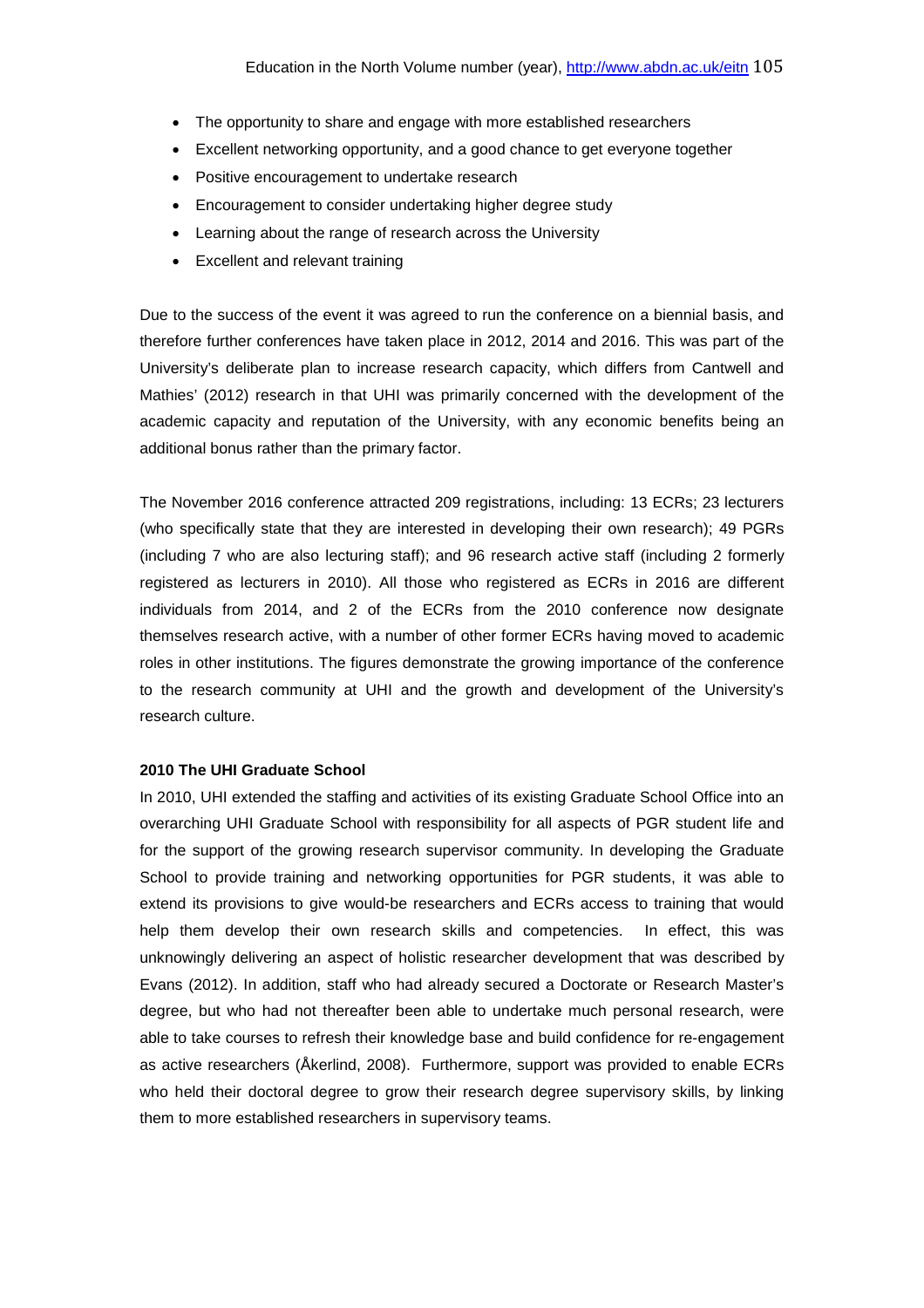- The opportunity to share and engage with more established researchers
- Excellent networking opportunity, and a good chance to get everyone together
- Positive encouragement to undertake research
- Encouragement to consider undertaking higher degree study
- Learning about the range of research across the University
- Excellent and relevant training

Due to the success of the event it was agreed to run the conference on a biennial basis, and therefore further conferences have taken place in 2012, 2014 and 2016. This was part of the University's deliberate plan to increase research capacity, which differs from Cantwell and Mathies' (2012) research in that UHI was primarily concerned with the development of the academic capacity and reputation of the University, with any economic benefits being an additional bonus rather than the primary factor.

The November 2016 conference attracted 209 registrations, including: 13 ECRs; 23 lecturers (who specifically state that they are interested in developing their own research); 49 PGRs (including 7 who are also lecturing staff); and 96 research active staff (including 2 formerly registered as lecturers in 2010). All those who registered as ECRs in 2016 are different individuals from 2014, and 2 of the ECRs from the 2010 conference now designate themselves research active, with a number of other former ECRs having moved to academic roles in other institutions. The figures demonstrate the growing importance of the conference to the research community at UHI and the growth and development of the University's research culture.

**2010 The UHI Graduate School**

In 2010, UHI extended the staffing and activities of its existing Graduate School Office into an overarching UHI Graduate School with responsibility for all aspects of PGR student life and for the support of the growing research supervisor community. In developing the Graduate School to provide training and networking opportunities for PGR students, it was able to extend its provisions to give would-be researchers and ECRs access to training that would help them develop their own research skills and competencies. In effect, this was unknowingly delivering an aspect of holistic researcher development that was described by Evans (2012). In addition, staff who had already secured a Doctorate or Research Master's degree, but who had not thereafter been able to undertake much personal research, were able to take courses to refresh their knowledge base and build confidence for re-engagement as active researchers (Åkerlind, 2008). Furthermore, support was provided to enable ECRs who held their doctoral degree to grow their research degree supervisory skills, by linking them to more established researchers in supervisory teams.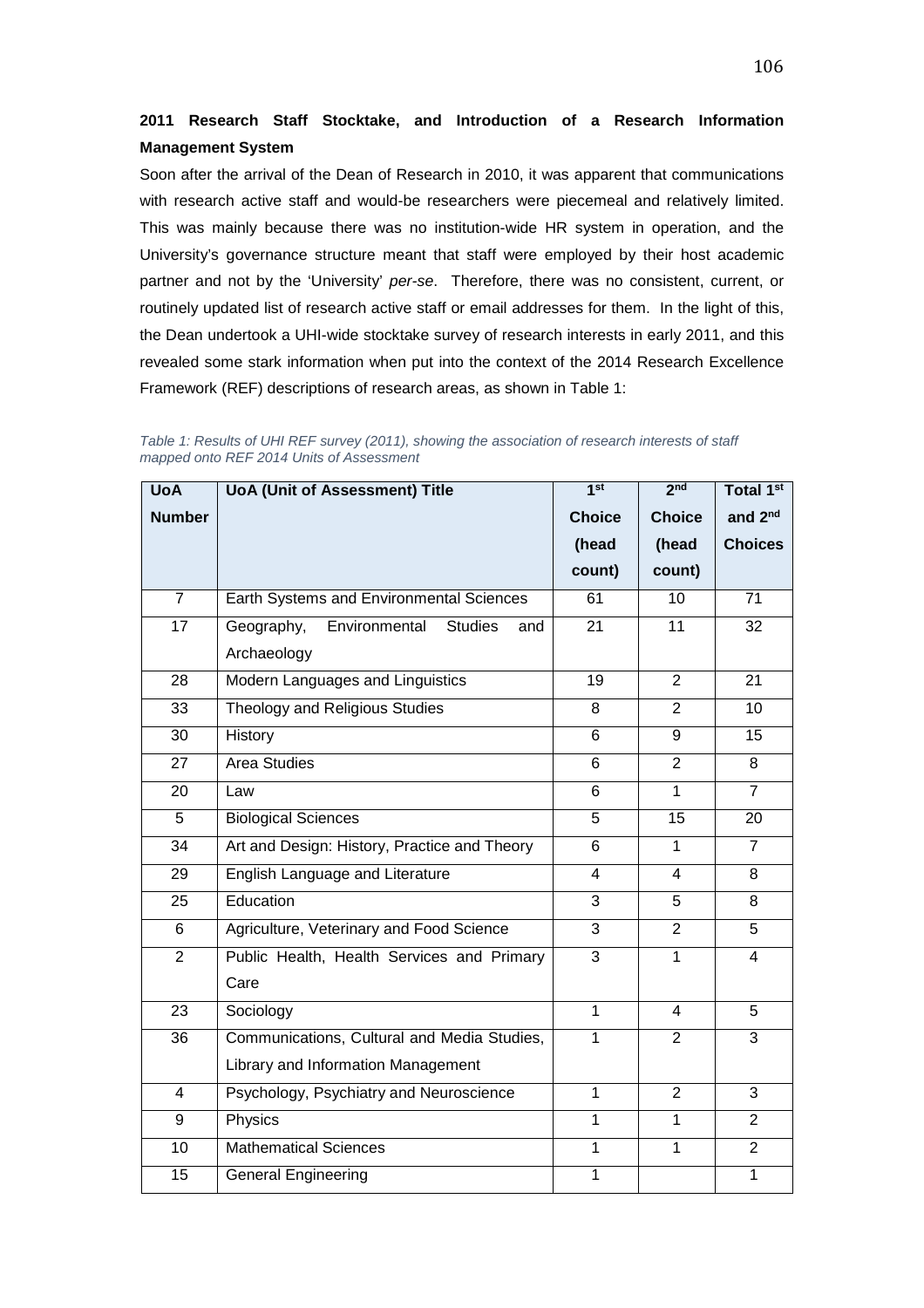**2011 Research Staff Stocktake, and Introduction of a Research Information Management System**

Soon after the arrival of the Dean of Research in 2010, it was apparent that communications with research active staff and would-be researchers were piecemeal and relatively limited. This was mainly because there was no institution-wide HR system in operation, and the University's governance structure meant that staff were employed by their host academic partner and not by the 'University' *per-se*. Therefore, there was no consistent, current, or routinely updated list of research active staff or email addresses for them. In the light of this, the Dean undertook a UHI-wide stocktake survey of research interests in early 2011, and this revealed some stark information when put into the context of the 2014 Research Excellence Framework (REF) descriptions of research areas, as shown in Table 1:

*Table 1: Results of UHI REF survey (2011), showing the association of research interests of staff mapped onto REF 2014 Units of Assessment*

| UoA Number | UoA (Unit of Assessment) Title | 1st Choice (head count) | 2nd Choice (head count) | Total 1st and 2nd Choices |
|---|---|---|---|---|
| 7 | Earth Systems and Environmental Sciences | 61 | 10 | 71 |
| 17 | Geography, Environmental Studies and Archaeology | 21 | 11 | 32 |
| 28 | Modern Languages and Linguistics | 19 | 2 | 21 |
| 33 | Theology and Religious Studies | 8 | 2 | 10 |
| 30 | History | 6 | 9 | 15 |
| 27 | Area Studies | 6 | 2 | 8 |
| 20 | Law | 6 | 1 | 7 |
| 5 | Biological Sciences | 5 | 15 | 20 |
| 34 | Art and Design: History, Practice and Theory | 6 | 1 | 7 |
| 29 | English Language and Literature | 4 | 4 | 8 |
| 25 | Education | 3 | 5 | 8 |
| 6 | Agriculture, Veterinary and Food Science | 3 | 2 | 5 |
| 2 | Public Health, Health Services and Primary Care | 3 | 1 | 4 |
| 23 | Sociology | 1 | 4 | 5 |
| 36 | Communications, Cultural and Media Studies, Library and Information Management | 1 | 2 | 3 |
| 4 | Psychology, Psychiatry and Neuroscience | 1 | 2 | 3 |
| 9 | Physics | 1 | 1 | 2 |
| 10 | Mathematical Sciences | 1 | 1 | 2 |
| 15 | General Engineering | 1 | | 1 |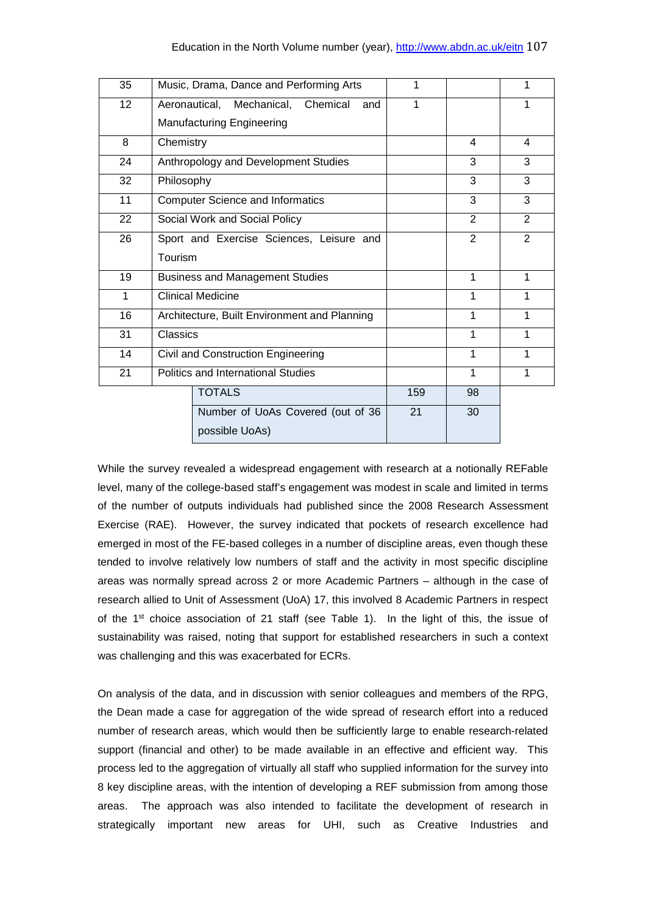| | | | | |
|---|---|---|---|---|
| 35 | Music, Drama, Dance and Performing Arts | 1 | | 1 |
| 12 | Aeronautical, Mechanical, Chemical and Manufacturing Engineering | 1 | | 1 |
| 8 | Chemistry | | 4 | 4 |
| 24 | Anthropology and Development Studies | | 3 | 3 |
| 32 | Philosophy | | 3 | 3 |
| 11 | Computer Science and Informatics | | 3 | 3 |
| 22 | Social Work and Social Policy | | 2 | 2 |
| 26 | Sport and Exercise Sciences, Leisure and Tourism | | 2 | 2 |
| 19 | Business and Management Studies | | 1 | 1 |
| 1 | Clinical Medicine | | 1 | 1 |
| 16 | Architecture, Built Environment and Planning | | 1 | 1 |
| 31 | Classics | | 1 | 1 |
| 14 | Civil and Construction Engineering | | 1 | 1 |
| 21 | Politics and International Studies | | 1 | 1 |
| | TOTALS | 159 | 98 | |
| | Number of UoAs Covered (out of 36 possible UoAs) | 21 | 30 | |

While the survey revealed a widespread engagement with research at a notionally REFable level, many of the college-based staff's engagement was modest in scale and limited in terms of the number of outputs individuals had published since the 2008 Research Assessment Exercise (RAE). However, the survey indicated that pockets of research excellence had emerged in most of the FE-based colleges in a number of discipline areas, even though these tended to involve relatively low numbers of staff and the activity in most specific discipline areas was normally spread across 2 or more Academic Partners – although in the case of research allied to Unit of Assessment (UoA) 17, this involved 8 Academic Partners in respect of the 1st choice association of 21 staff (see Table 1). In the light of this, the issue of sustainability was raised, noting that support for established researchers in such a context was challenging and this was exacerbated for ECRs.

On analysis of the data, and in discussion with senior colleagues and members of the RPG, the Dean made a case for aggregation of the wide spread of research effort into a reduced number of research areas, which would then be sufficiently large to enable research-related support (financial and other) to be made available in an effective and efficient way. This process led to the aggregation of virtually all staff who supplied information for the survey into 8 key discipline areas, with the intention of developing a REF submission from among those areas. The approach was also intended to facilitate the development of research in strategically important new areas for UHI, such as Creative Industries and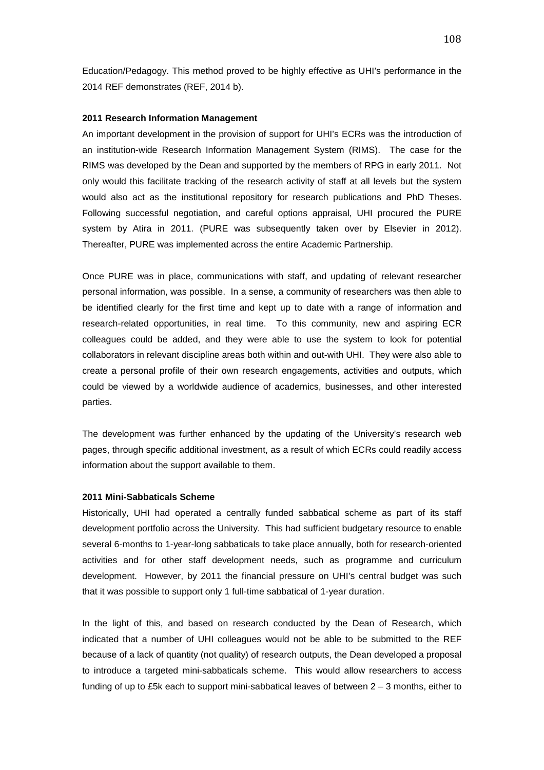Education/Pedagogy. This method proved to be highly effective as UHI's performance in the 2014 REF demonstrates (REF, 2014 b).

**2011 Research Information Management**

An important development in the provision of support for UHI's ECRs was the introduction of an institution-wide Research Information Management System (RIMS). The case for the RIMS was developed by the Dean and supported by the members of RPG in early 2011. Not only would this facilitate tracking of the research activity of staff at all levels but the system would also act as the institutional repository for research publications and PhD Theses. Following successful negotiation, and careful options appraisal, UHI procured the PURE system by Atira in 2011. (PURE was subsequently taken over by Elsevier in 2012). Thereafter, PURE was implemented across the entire Academic Partnership.

Once PURE was in place, communications with staff, and updating of relevant researcher personal information, was possible. In a sense, a community of researchers was then able to be identified clearly for the first time and kept up to date with a range of information and research-related opportunities, in real time. To this community, new and aspiring ECR colleagues could be added, and they were able to use the system to look for potential collaborators in relevant discipline areas both within and out-with UHI. They were also able to create a personal profile of their own research engagements, activities and outputs, which could be viewed by a worldwide audience of academics, businesses, and other interested parties.

The development was further enhanced by the updating of the University's research web pages, through specific additional investment, as a result of which ECRs could readily access information about the support available to them.

**2011 Mini-Sabbaticals Scheme**

Historically, UHI had operated a centrally funded sabbatical scheme as part of its staff development portfolio across the University. This had sufficient budgetary resource to enable several 6-months to 1-year-long sabbaticals to take place annually, both for research-oriented activities and for other staff development needs, such as programme and curriculum development. However, by 2011 the financial pressure on UHI's central budget was such that it was possible to support only 1 full-time sabbatical of 1-year duration.

In the light of this, and based on research conducted by the Dean of Research, which indicated that a number of UHI colleagues would not be able to be submitted to the REF because of a lack of quantity (not quality) of research outputs, the Dean developed a proposal to introduce a targeted mini-sabbaticals scheme. This would allow researchers to access funding of up to £5k each to support mini-sabbatical leaves of between 2 – 3 months, either to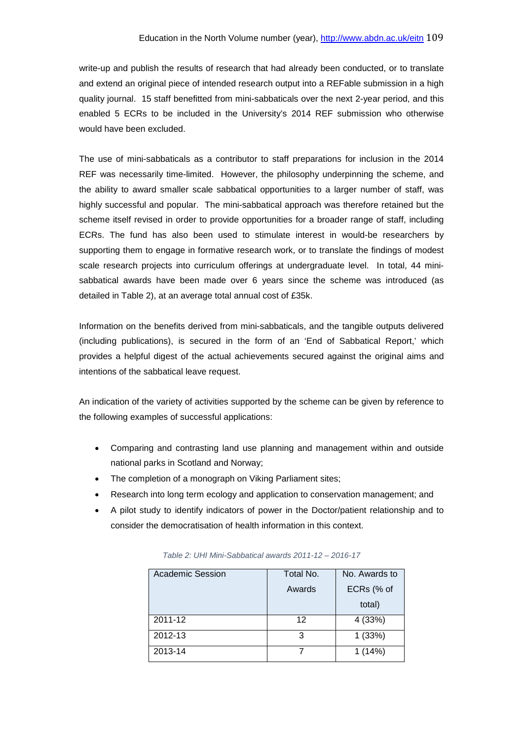write-up and publish the results of research that had already been conducted, or to translate and extend an original piece of intended research output into a REFable submission in a high quality journal. 15 staff benefitted from mini-sabbaticals over the next 2-year period, and this enabled 5 ECRs to be included in the University's 2014 REF submission who otherwise would have been excluded.

The use of mini-sabbaticals as a contributor to staff preparations for inclusion in the 2014 REF was necessarily time-limited. However, the philosophy underpinning the scheme, and the ability to award smaller scale sabbatical opportunities to a larger number of staff, was highly successful and popular. The mini-sabbatical approach was therefore retained but the scheme itself revised in order to provide opportunities for a broader range of staff, including ECRs. The fund has also been used to stimulate interest in would-be researchers by supporting them to engage in formative research work, or to translate the findings of modest scale research projects into curriculum offerings at undergraduate level. In total, 44 mini-sabbatical awards have been made over 6 years since the scheme was introduced (as detailed in Table 2), at an average total annual cost of £35k.

Information on the benefits derived from mini-sabbaticals, and the tangible outputs delivered (including publications), is secured in the form of an 'End of Sabbatical Report,' which provides a helpful digest of the actual achievements secured against the original aims and intentions of the sabbatical leave request.

An indication of the variety of activities supported by the scheme can be given by reference to the following examples of successful applications:

- Comparing and contrasting land use planning and management within and outside national parks in Scotland and Norway;
- The completion of a monograph on Viking Parliament sites;
- Research into long term ecology and application to conservation management; and
- A pilot study to identify indicators of power in the Doctor/patient relationship and to consider the democratisation of health information in this context.

*Table 2: UHI Mini-Sabbatical awards 2011-12 – 2016-17*

| Academic Session | Total No. Awards | No. Awards to ECRs (% of total) |
|---|---|---|
| 2011-12 | 12 | 4 (33%) |
| 2012-13 | 3 | 1 (33%) |
| 2013-14 | 7 | 1 (14%) |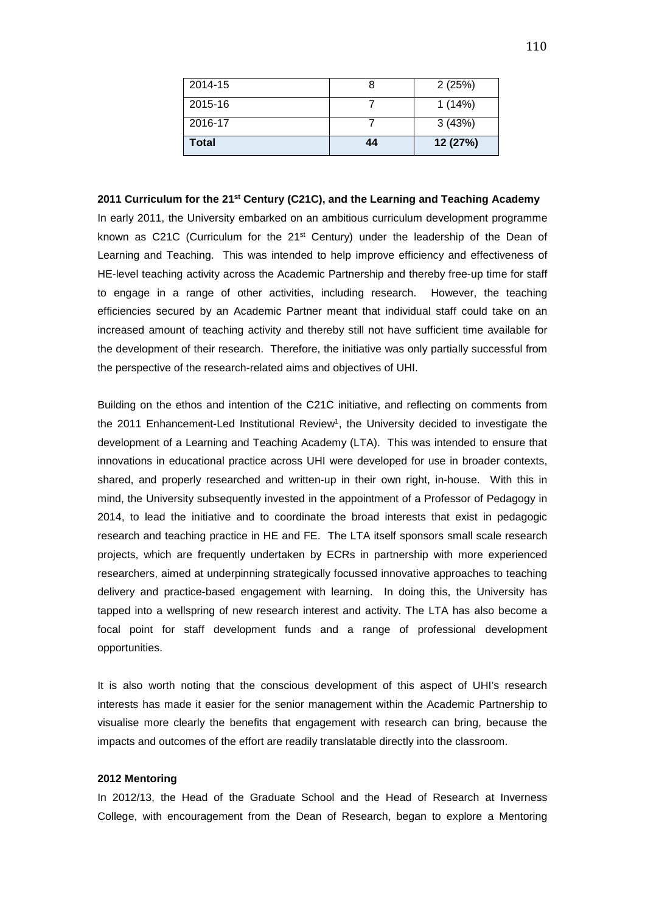| 2014-15 | 8 | 2 (25%) |
|---|---|---|
| 2015-16 | 7 | 1 (14%) |
| 2016-17 | 7 | 3 (43%) |
| **Total** | **44** | **12 (27%)** |

**2011 Curriculum for the 21st Century (C21C), and the Learning and Teaching Academy**

In early 2011, the University embarked on an ambitious curriculum development programme known as C21C (Curriculum for the 21st Century) under the leadership of the Dean of Learning and Teaching. This was intended to help improve efficiency and effectiveness of HE-level teaching activity across the Academic Partnership and thereby free-up time for staff to engage in a range of other activities, including research. However, the teaching efficiencies secured by an Academic Partner meant that individual staff could take on an increased amount of teaching activity and thereby still not have sufficient time available for the development of their research. Therefore, the initiative was only partially successful from the perspective of the research-related aims and objectives of UHI.

Building on the ethos and intention of the C21C initiative, and reflecting on comments from the 2011 Enhancement-Led Institutional Review[1], the University decided to investigate the development of a Learning and Teaching Academy (LTA). This was intended to ensure that innovations in educational practice across UHI were developed for use in broader contexts, shared, and properly researched and written-up in their own right, in-house. With this in mind, the University subsequently invested in the appointment of a Professor of Pedagogy in 2014, to lead the initiative and to coordinate the broad interests that exist in pedagogic research and teaching practice in HE and FE. The LTA itself sponsors small scale research projects, which are frequently undertaken by ECRs in partnership with more experienced researchers, aimed at underpinning strategically focussed innovative approaches to teaching delivery and practice-based engagement with learning. In doing this, the University has tapped into a wellspring of new research interest and activity. The LTA has also become a focal point for staff development funds and a range of professional development opportunities.

It is also worth noting that the conscious development of this aspect of UHI's research interests has made it easier for the senior management within the Academic Partnership to visualise more clearly the benefits that engagement with research can bring, because the impacts and outcomes of the effort are readily translatable directly into the classroom.

**2012 Mentoring**

In 2012/13, the Head of the Graduate School and the Head of Research at Inverness College, with encouragement from the Dean of Research, began to explore a Mentoring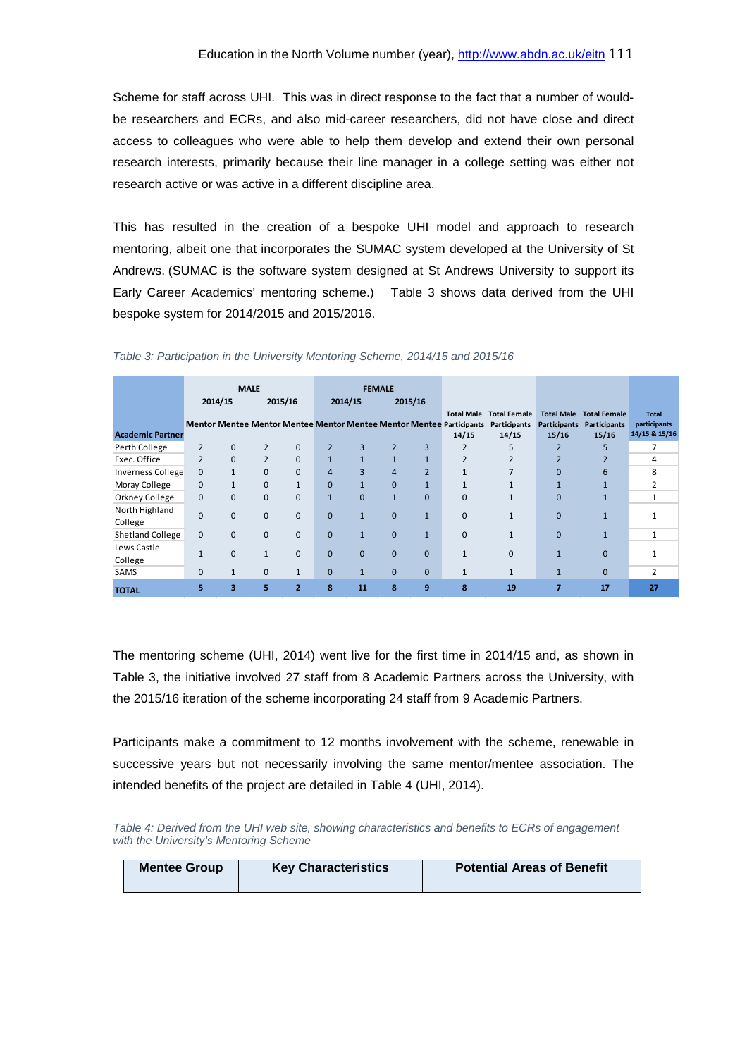Scheme for staff across UHI. This was in direct response to the fact that a number of would-be researchers and ECRs, and also mid-career researchers, did not have close and direct access to colleagues who were able to help them develop and extend their own personal research interests, primarily because their line manager in a college setting was either not research active or was active in a different discipline area.

This has resulted in the creation of a bespoke UHI model and approach to research mentoring, albeit one that incorporates the SUMAC system developed at the University of St Andrews. (SUMAC is the software system designed at St Andrews University to support its Early Career Academics' mentoring scheme.) Table 3 shows data derived from the UHI bespoke system for 2014/2015 and 2015/2016.

*Table 3: Participation in the University Mentoring Scheme, 2014/15 and 2015/16*

| | MALE | | | | FEMALE | | | | | | | | |
|---|---|---|---|---|---|---|---|---|---|---|---|---|---|
| | 2014/15 | | 2015/16 | | 2014/15 | | 2015/16 | | | | | | |
| **Academic Partner** | Mentor | Mentee | Mentor | Mentee | Mentor | Mentee | Mentor | Mentee | Total Male Participants 14/15 | Total Female Participants 14/15 | Total Male Participants 15/16 | Total Female Participants 15/16 | Total participants 14/15 & 15/16 |
| Perth College | 2 | 0 | 2 | 0 | 2 | 3 | 2 | 3 | 2 | 5 | 2 | 5 | 7 |
| Exec. Office | 2 | 0 | 2 | 0 | 1 | 1 | 1 | 1 | 2 | 2 | 2 | 2 | 4 |
| Inverness College | 0 | 1 | 0 | 0 | 4 | 3 | 4 | 2 | 1 | 7 | 0 | 6 | 8 |
| Moray College | 0 | 1 | 0 | 1 | 0 | 1 | 0 | 1 | 1 | 1 | 1 | 1 | 2 |
| Orkney College | 0 | 0 | 0 | 0 | 1 | 0 | 1 | 0 | 0 | 1 | 0 | 1 | 1 |
| North Highland College | 0 | 0 | 0 | 0 | 0 | 1 | 0 | 1 | 0 | 1 | 0 | 1 | 1 |
| Shetland College | 0 | 0 | 0 | 0 | 0 | 1 | 0 | 1 | 0 | 1 | 0 | 1 | 1 |
| Lews Castle College | 1 | 0 | 1 | 0 | 0 | 0 | 0 | 0 | 1 | 0 | 1 | 0 | 1 |
| SAMS | 0 | 1 | 0 | 1 | 0 | 1 | 0 | 0 | 1 | 1 | 1 | 0 | 2 |
| **TOTAL** | **5** | **3** | **5** | **2** | **8** | **11** | **8** | **9** | **8** | **19** | **7** | **17** | **27** |

The mentoring scheme (UHI, 2014) went live for the first time in 2014/15 and, as shown in Table 3, the initiative involved 27 staff from 8 Academic Partners across the University, with the 2015/16 iteration of the scheme incorporating 24 staff from 9 Academic Partners.

Participants make a commitment to 12 months involvement with the scheme, renewable in successive years but not necessarily involving the same mentor/mentee association. The intended benefits of the project are detailed in Table 4 (UHI, 2014).

*Table 4: Derived from the UHI web site, showing characteristics and benefits to ECRs of engagement with the University's Mentoring Scheme*

| Mentee Group | Key Characteristics | Potential Areas of Benefit |
|---|---|---|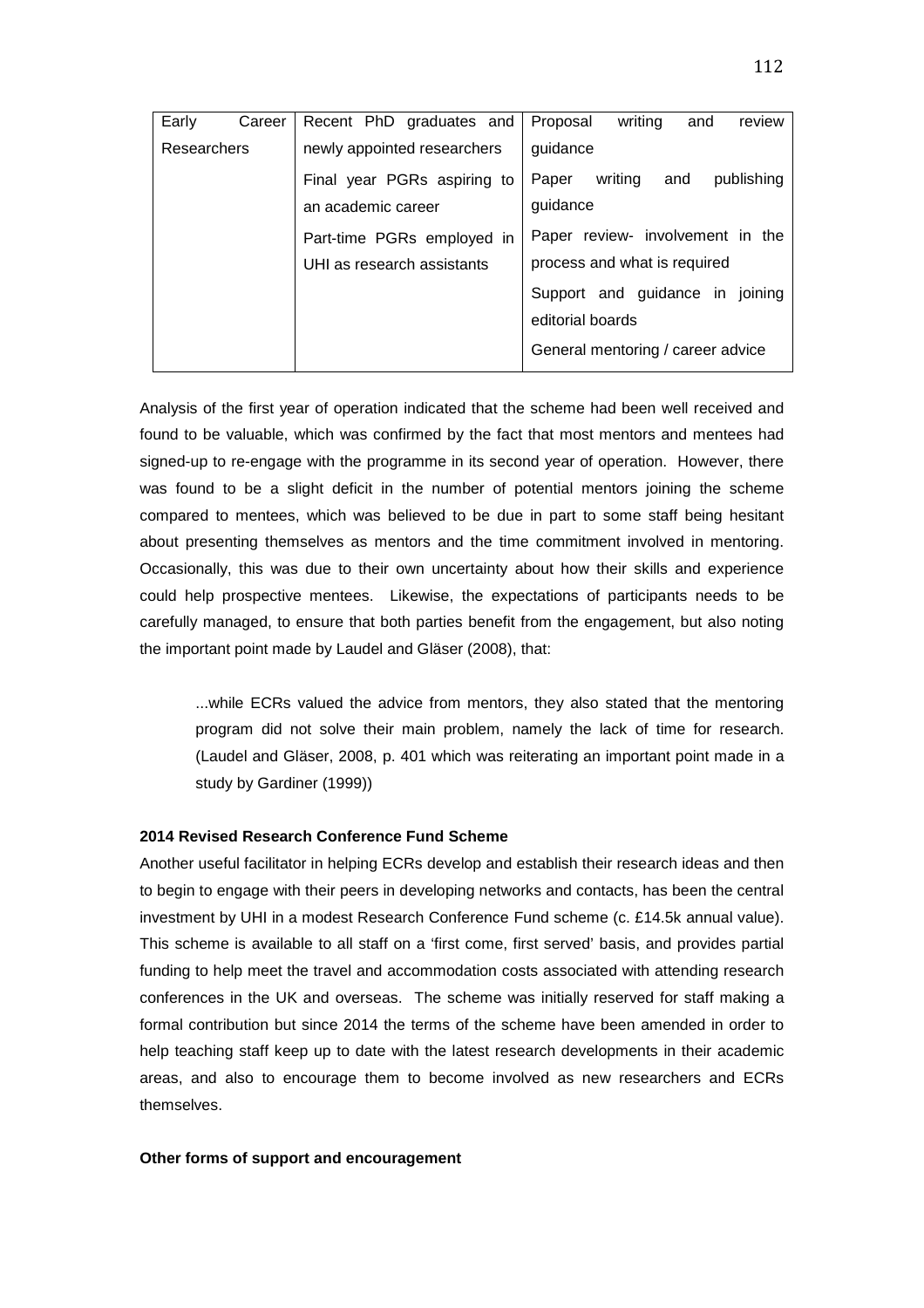| Early Career Researchers | Recent PhD graduates and newly appointed researchers<br>Final year PGRs aspiring to an academic career<br>Part-time PGRs employed in UHI as research assistants | Proposal writing and review guidance<br>Paper writing and publishing guidance<br>Paper review- involvement in the process and what is required<br>Support and guidance in joining editorial boards<br>General mentoring / career advice |
|---|---|---|

Analysis of the first year of operation indicated that the scheme had been well received and found to be valuable, which was confirmed by the fact that most mentors and mentees had signed-up to re-engage with the programme in its second year of operation. However, there was found to be a slight deficit in the number of potential mentors joining the scheme compared to mentees, which was believed to be due in part to some staff being hesitant about presenting themselves as mentors and the time commitment involved in mentoring. Occasionally, this was due to their own uncertainty about how their skills and experience could help prospective mentees. Likewise, the expectations of participants needs to be carefully managed, to ensure that both parties benefit from the engagement, but also noting the important point made by Laudel and Gläser (2008), that:

> ...while ECRs valued the advice from mentors, they also stated that the mentoring program did not solve their main problem, namely the lack of time for research. (Laudel and Gläser, 2008, p. 401 which was reiterating an important point made in a study by Gardiner (1999))

**2014 Revised Research Conference Fund Scheme**

Another useful facilitator in helping ECRs develop and establish their research ideas and then to begin to engage with their peers in developing networks and contacts, has been the central investment by UHI in a modest Research Conference Fund scheme (c. £14.5k annual value). This scheme is available to all staff on a 'first come, first served' basis, and provides partial funding to help meet the travel and accommodation costs associated with attending research conferences in the UK and overseas. The scheme was initially reserved for staff making a formal contribution but since 2014 the terms of the scheme have been amended in order to help teaching staff keep up to date with the latest research developments in their academic areas, and also to encourage them to become involved as new researchers and ECRs themselves.

**Other forms of support and encouragement**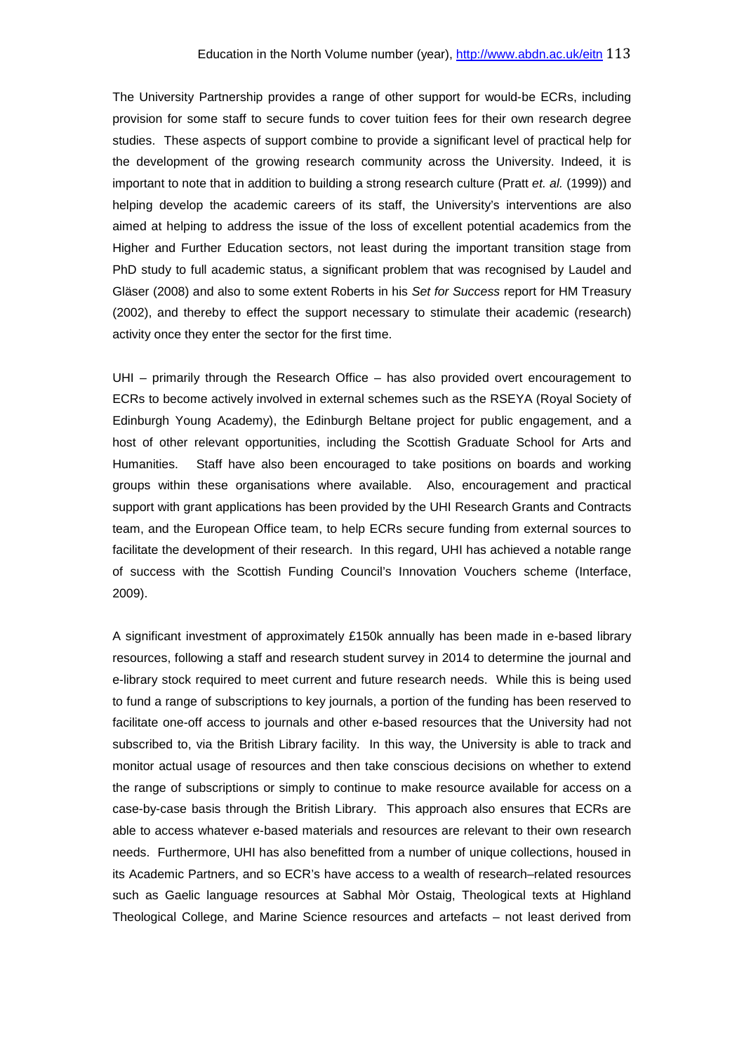The University Partnership provides a range of other support for would-be ECRs, including provision for some staff to secure funds to cover tuition fees for their own research degree studies. These aspects of support combine to provide a significant level of practical help for the development of the growing research community across the University. Indeed, it is important to note that in addition to building a strong research culture (Pratt *et. al.* (1999)) and helping develop the academic careers of its staff, the University's interventions are also aimed at helping to address the issue of the loss of excellent potential academics from the Higher and Further Education sectors, not least during the important transition stage from PhD study to full academic status, a significant problem that was recognised by Laudel and Gläser (2008) and also to some extent Roberts in his *Set for Success* report for HM Treasury (2002), and thereby to effect the support necessary to stimulate their academic (research) activity once they enter the sector for the first time.

UHI – primarily through the Research Office – has also provided overt encouragement to ECRs to become actively involved in external schemes such as the RSEYA (Royal Society of Edinburgh Young Academy), the Edinburgh Beltane project for public engagement, and a host of other relevant opportunities, including the Scottish Graduate School for Arts and Humanities. Staff have also been encouraged to take positions on boards and working groups within these organisations where available. Also, encouragement and practical support with grant applications has been provided by the UHI Research Grants and Contracts team, and the European Office team, to help ECRs secure funding from external sources to facilitate the development of their research. In this regard, UHI has achieved a notable range of success with the Scottish Funding Council's Innovation Vouchers scheme (Interface, 2009).

A significant investment of approximately £150k annually has been made in e-based library resources, following a staff and research student survey in 2014 to determine the journal and e-library stock required to meet current and future research needs. While this is being used to fund a range of subscriptions to key journals, a portion of the funding has been reserved to facilitate one-off access to journals and other e-based resources that the University had not subscribed to, via the British Library facility. In this way, the University is able to track and monitor actual usage of resources and then take conscious decisions on whether to extend the range of subscriptions or simply to continue to make resource available for access on a case-by-case basis through the British Library. This approach also ensures that ECRs are able to access whatever e-based materials and resources are relevant to their own research needs. Furthermore, UHI has also benefitted from a number of unique collections, housed in its Academic Partners, and so ECR's have access to a wealth of research–related resources such as Gaelic language resources at Sabhal Mòr Ostaig, Theological texts at Highland Theological College, and Marine Science resources and artefacts – not least derived from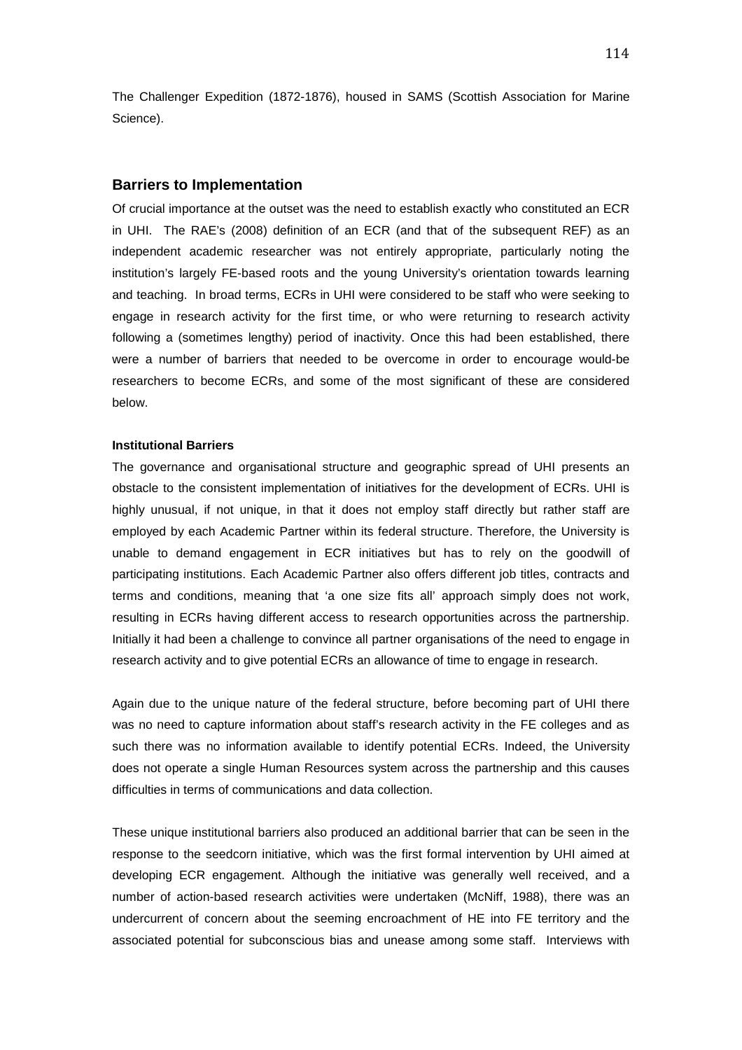The Challenger Expedition (1872-1876), housed in SAMS (Scottish Association for Marine Science).

## Barriers to Implementation

Of crucial importance at the outset was the need to establish exactly who constituted an ECR in UHI. The RAE's (2008) definition of an ECR (and that of the subsequent REF) as an independent academic researcher was not entirely appropriate, particularly noting the institution's largely FE-based roots and the young University's orientation towards learning and teaching. In broad terms, ECRs in UHI were considered to be staff who were seeking to engage in research activity for the first time, or who were returning to research activity following a (sometimes lengthy) period of inactivity. Once this had been established, there were a number of barriers that needed to be overcome in order to encourage would-be researchers to become ECRs, and some of the most significant of these are considered below.

#### Institutional Barriers

The governance and organisational structure and geographic spread of UHI presents an obstacle to the consistent implementation of initiatives for the development of ECRs. UHI is highly unusual, if not unique, in that it does not employ staff directly but rather staff are employed by each Academic Partner within its federal structure. Therefore, the University is unable to demand engagement in ECR initiatives but has to rely on the goodwill of participating institutions. Each Academic Partner also offers different job titles, contracts and terms and conditions, meaning that 'a one size fits all' approach simply does not work, resulting in ECRs having different access to research opportunities across the partnership. Initially it had been a challenge to convince all partner organisations of the need to engage in research activity and to give potential ECRs an allowance of time to engage in research.

Again due to the unique nature of the federal structure, before becoming part of UHI there was no need to capture information about staff's research activity in the FE colleges and as such there was no information available to identify potential ECRs. Indeed, the University does not operate a single Human Resources system across the partnership and this causes difficulties in terms of communications and data collection.

These unique institutional barriers also produced an additional barrier that can be seen in the response to the seedcorn initiative, which was the first formal intervention by UHI aimed at developing ECR engagement. Although the initiative was generally well received, and a number of action-based research activities were undertaken (McNiff, 1988), there was an undercurrent of concern about the seeming encroachment of HE into FE territory and the associated potential for subconscious bias and unease among some staff. Interviews with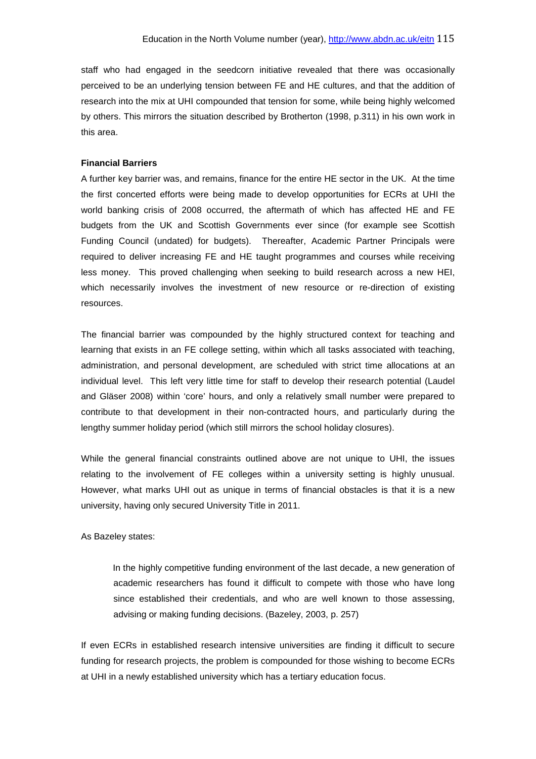staff who had engaged in the seedcorn initiative revealed that there was occasionally perceived to be an underlying tension between FE and HE cultures, and that the addition of research into the mix at UHI compounded that tension for some, while being highly welcomed by others. This mirrors the situation described by Brotherton (1998, p.311) in his own work in this area.

**Financial Barriers**

A further key barrier was, and remains, finance for the entire HE sector in the UK. At the time the first concerted efforts were being made to develop opportunities for ECRs at UHI the world banking crisis of 2008 occurred, the aftermath of which has affected HE and FE budgets from the UK and Scottish Governments ever since (for example see Scottish Funding Council (undated) for budgets). Thereafter, Academic Partner Principals were required to deliver increasing FE and HE taught programmes and courses while receiving less money. This proved challenging when seeking to build research across a new HEI, which necessarily involves the investment of new resource or re-direction of existing resources.

The financial barrier was compounded by the highly structured context for teaching and learning that exists in an FE college setting, within which all tasks associated with teaching, administration, and personal development, are scheduled with strict time allocations at an individual level. This left very little time for staff to develop their research potential (Laudel and Gläser 2008) within 'core' hours, and only a relatively small number were prepared to contribute to that development in their non-contracted hours, and particularly during the lengthy summer holiday period (which still mirrors the school holiday closures).

While the general financial constraints outlined above are not unique to UHI, the issues relating to the involvement of FE colleges within a university setting is highly unusual. However, what marks UHI out as unique in terms of financial obstacles is that it is a new university, having only secured University Title in 2011.

As Bazeley states:

> In the highly competitive funding environment of the last decade, a new generation of academic researchers has found it difficult to compete with those who have long since established their credentials, and who are well known to those assessing, advising or making funding decisions. (Bazeley, 2003, p. 257)

If even ECRs in established research intensive universities are finding it difficult to secure funding for research projects, the problem is compounded for those wishing to become ECRs at UHI in a newly established university which has a tertiary education focus.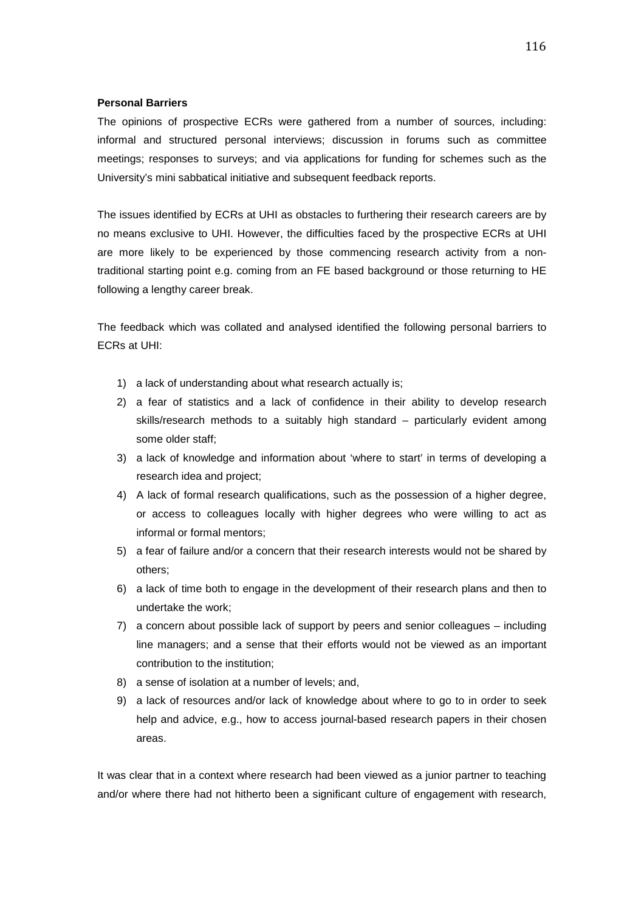**Personal Barriers**

The opinions of prospective ECRs were gathered from a number of sources, including: informal and structured personal interviews; discussion in forums such as committee meetings; responses to surveys; and via applications for funding for schemes such as the University's mini sabbatical initiative and subsequent feedback reports.

The issues identified by ECRs at UHI as obstacles to furthering their research careers are by no means exclusive to UHI. However, the difficulties faced by the prospective ECRs at UHI are more likely to be experienced by those commencing research activity from a non-traditional starting point e.g. coming from an FE based background or those returning to HE following a lengthy career break.

The feedback which was collated and analysed identified the following personal barriers to ECRs at UHI:

1) a lack of understanding about what research actually is;
2) a fear of statistics and a lack of confidence in their ability to develop research skills/research methods to a suitably high standard – particularly evident among some older staff;
3) a lack of knowledge and information about 'where to start' in terms of developing a research idea and project;
4) A lack of formal research qualifications, such as the possession of a higher degree, or access to colleagues locally with higher degrees who were willing to act as informal or formal mentors;
5) a fear of failure and/or a concern that their research interests would not be shared by others;
6) a lack of time both to engage in the development of their research plans and then to undertake the work;
7) a concern about possible lack of support by peers and senior colleagues – including line managers; and a sense that their efforts would not be viewed as an important contribution to the institution;
8) a sense of isolation at a number of levels; and,
9) a lack of resources and/or lack of knowledge about where to go to in order to seek help and advice, e.g., how to access journal-based research papers in their chosen areas.

It was clear that in a context where research had been viewed as a junior partner to teaching and/or where there had not hitherto been a significant culture of engagement with research,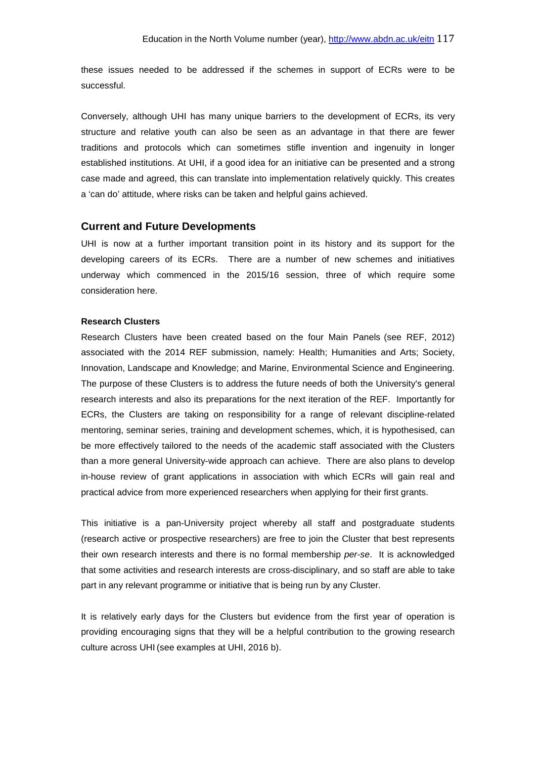these issues needed to be addressed if the schemes in support of ECRs were to be successful.

Conversely, although UHI has many unique barriers to the development of ECRs, its very structure and relative youth can also be seen as an advantage in that there are fewer traditions and protocols which can sometimes stifle invention and ingenuity in longer established institutions. At UHI, if a good idea for an initiative can be presented and a strong case made and agreed, this can translate into implementation relatively quickly. This creates a 'can do' attitude, where risks can be taken and helpful gains achieved.

## Current and Future Developments

UHI is now at a further important transition point in its history and its support for the developing careers of its ECRs. There are a number of new schemes and initiatives underway which commenced in the 2015/16 session, three of which require some consideration here.

### Research Clusters

Research Clusters have been created based on the four Main Panels (see REF, 2012) associated with the 2014 REF submission, namely: Health; Humanities and Arts; Society, Innovation, Landscape and Knowledge; and Marine, Environmental Science and Engineering. The purpose of these Clusters is to address the future needs of both the University's general research interests and also its preparations for the next iteration of the REF. Importantly for ECRs, the Clusters are taking on responsibility for a range of relevant discipline-related mentoring, seminar series, training and development schemes, which, it is hypothesised, can be more effectively tailored to the needs of the academic staff associated with the Clusters than a more general University-wide approach can achieve. There are also plans to develop in-house review of grant applications in association with which ECRs will gain real and practical advice from more experienced researchers when applying for their first grants.

This initiative is a pan-University project whereby all staff and postgraduate students (research active or prospective researchers) are free to join the Cluster that best represents their own research interests and there is no formal membership *per-se*. It is acknowledged that some activities and research interests are cross-disciplinary, and so staff are able to take part in any relevant programme or initiative that is being run by any Cluster.

It is relatively early days for the Clusters but evidence from the first year of operation is providing encouraging signs that they will be a helpful contribution to the growing research culture across UHI (see examples at UHI, 2016 b).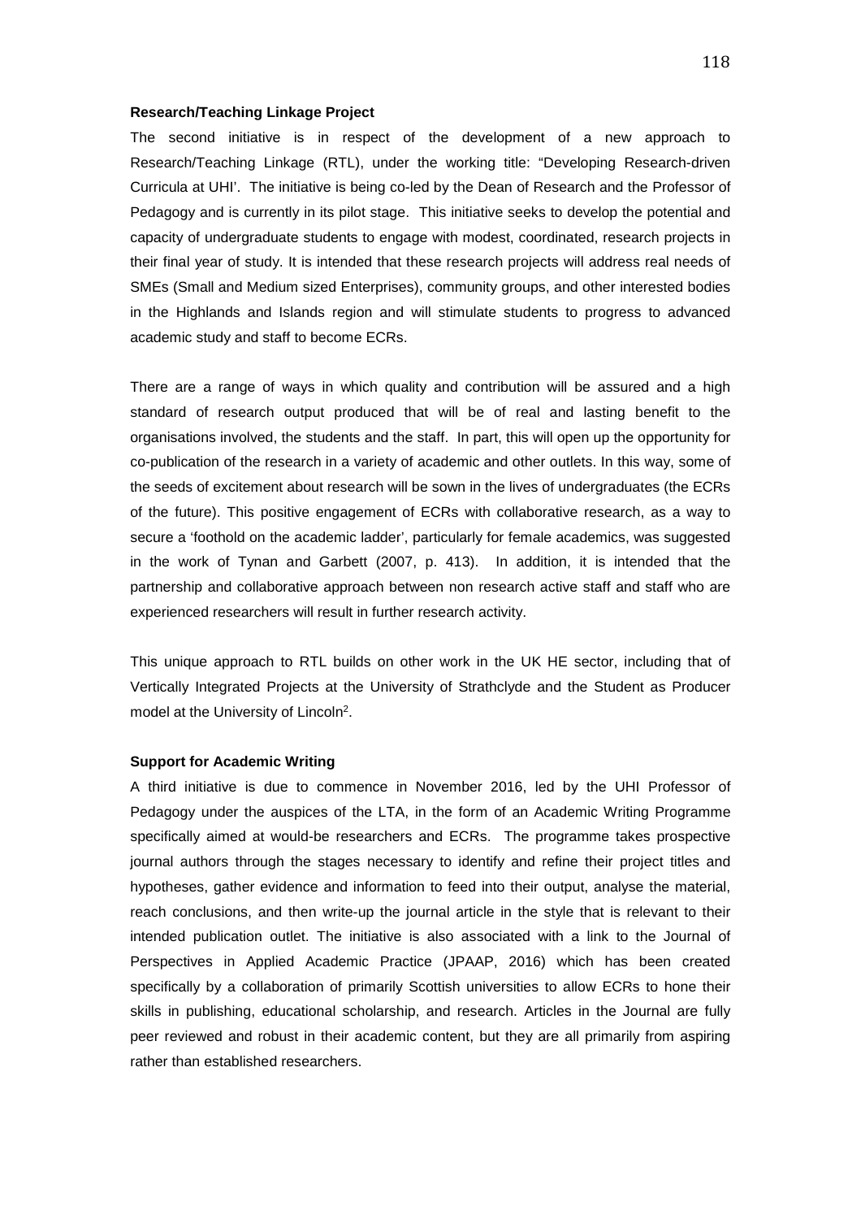**Research/Teaching Linkage Project**

The second initiative is in respect of the development of a new approach to Research/Teaching Linkage (RTL), under the working title: "Developing Research-driven Curricula at UHI'. The initiative is being co-led by the Dean of Research and the Professor of Pedagogy and is currently in its pilot stage. This initiative seeks to develop the potential and capacity of undergraduate students to engage with modest, coordinated, research projects in their final year of study. It is intended that these research projects will address real needs of SMEs (Small and Medium sized Enterprises), community groups, and other interested bodies in the Highlands and Islands region and will stimulate students to progress to advanced academic study and staff to become ECRs.

There are a range of ways in which quality and contribution will be assured and a high standard of research output produced that will be of real and lasting benefit to the organisations involved, the students and the staff. In part, this will open up the opportunity for co-publication of the research in a variety of academic and other outlets. In this way, some of the seeds of excitement about research will be sown in the lives of undergraduates (the ECRs of the future). This positive engagement of ECRs with collaborative research, as a way to secure a 'foothold on the academic ladder', particularly for female academics, was suggested in the work of Tynan and Garbett (2007, p. 413). In addition, it is intended that the partnership and collaborative approach between non research active staff and staff who are experienced researchers will result in further research activity.

This unique approach to RTL builds on other work in the UK HE sector, including that of Vertically Integrated Projects at the University of Strathclyde and the Student as Producer model at the University of Lincoln[2].

**Support for Academic Writing**

A third initiative is due to commence in November 2016, led by the UHI Professor of Pedagogy under the auspices of the LTA, in the form of an Academic Writing Programme specifically aimed at would-be researchers and ECRs. The programme takes prospective journal authors through the stages necessary to identify and refine their project titles and hypotheses, gather evidence and information to feed into their output, analyse the material, reach conclusions, and then write-up the journal article in the style that is relevant to their intended publication outlet. The initiative is also associated with a link to the Journal of Perspectives in Applied Academic Practice (JPAAP, 2016) which has been created specifically by a collaboration of primarily Scottish universities to allow ECRs to hone their skills in publishing, educational scholarship, and research. Articles in the Journal are fully peer reviewed and robust in their academic content, but they are all primarily from aspiring rather than established researchers.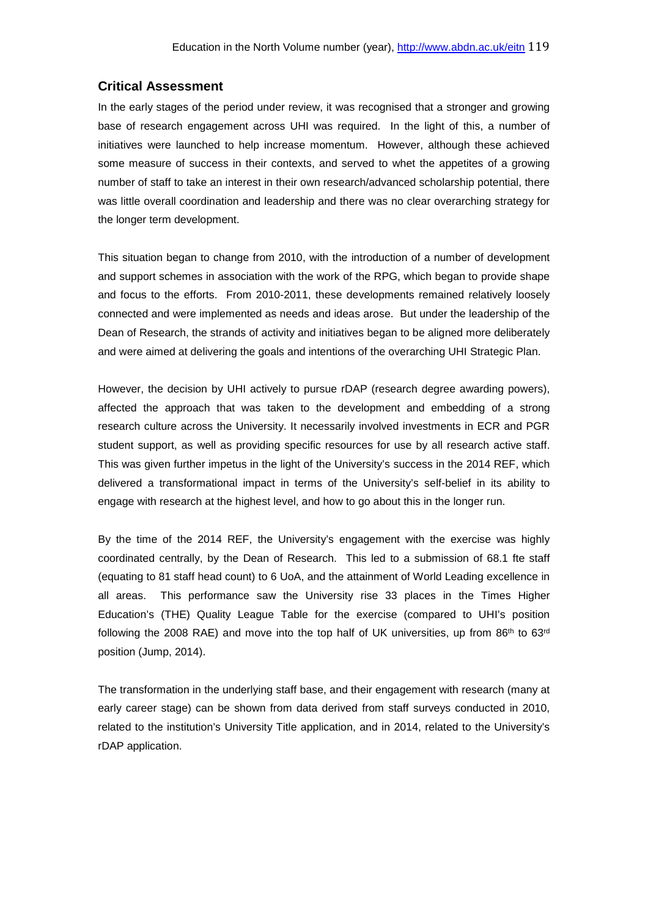## Critical Assessment

In the early stages of the period under review, it was recognised that a stronger and growing base of research engagement across UHI was required. In the light of this, a number of initiatives were launched to help increase momentum. However, although these achieved some measure of success in their contexts, and served to whet the appetites of a growing number of staff to take an interest in their own research/advanced scholarship potential, there was little overall coordination and leadership and there was no clear overarching strategy for the longer term development.

This situation began to change from 2010, with the introduction of a number of development and support schemes in association with the work of the RPG, which began to provide shape and focus to the efforts. From 2010-2011, these developments remained relatively loosely connected and were implemented as needs and ideas arose. But under the leadership of the Dean of Research, the strands of activity and initiatives began to be aligned more deliberately and were aimed at delivering the goals and intentions of the overarching UHI Strategic Plan.

However, the decision by UHI actively to pursue rDAP (research degree awarding powers), affected the approach that was taken to the development and embedding of a strong research culture across the University. It necessarily involved investments in ECR and PGR student support, as well as providing specific resources for use by all research active staff. This was given further impetus in the light of the University's success in the 2014 REF, which delivered a transformational impact in terms of the University's self-belief in its ability to engage with research at the highest level, and how to go about this in the longer run.

By the time of the 2014 REF, the University's engagement with the exercise was highly coordinated centrally, by the Dean of Research. This led to a submission of 68.1 fte staff (equating to 81 staff head count) to 6 UoA, and the attainment of World Leading excellence in all areas. This performance saw the University rise 33 places in the Times Higher Education's (THE) Quality League Table for the exercise (compared to UHI's position following the 2008 RAE) and move into the top half of UK universities, up from 86th to 63rd position (Jump, 2014).

The transformation in the underlying staff base, and their engagement with research (many at early career stage) can be shown from data derived from staff surveys conducted in 2010, related to the institution's University Title application, and in 2014, related to the University's rDAP application.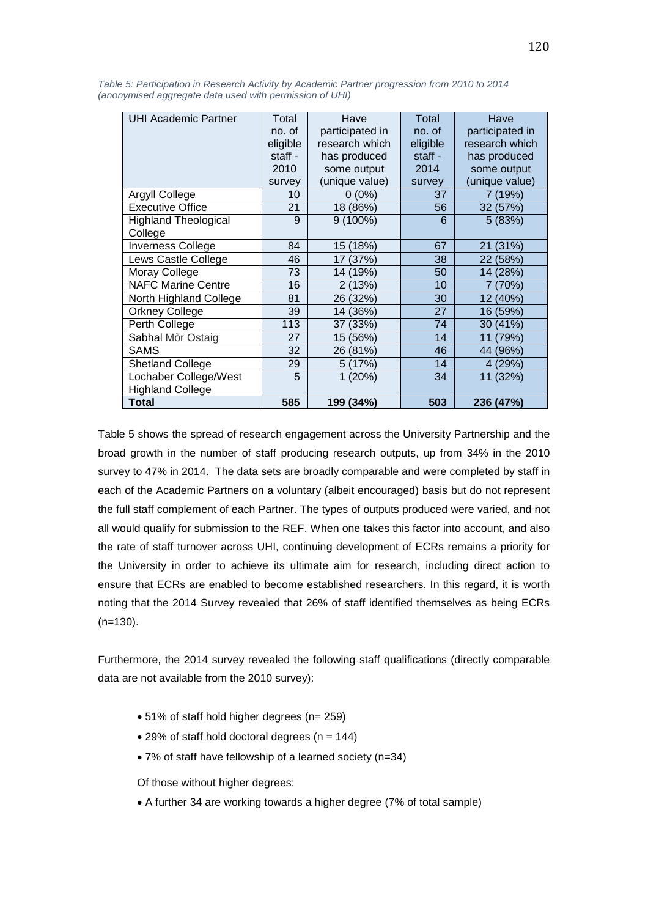*Table 5: Participation in Research Activity by Academic Partner progression from 2010 to 2014 (anonymised aggregate data used with permission of UHI)*

| UHI Academic Partner | Total no. of eligible staff - 2010 survey | Have participated in research which has produced some output (unique value) | Total no. of eligible staff - 2014 survey | Have participated in research which has produced some output (unique value) |
|---|---|---|---|---|
| Argyll College | 10 | 0 (0%) | 37 | 7 (19%) |
| Executive Office | 21 | 18 (86%) | 56 | 32 (57%) |
| Highland Theological College | 9 | 9 (100%) | 6 | 5 (83%) |
| Inverness College | 84 | 15 (18%) | 67 | 21 (31%) |
| Lews Castle College | 46 | 17 (37%) | 38 | 22 (58%) |
| Moray College | 73 | 14 (19%) | 50 | 14 (28%) |
| NAFC Marine Centre | 16 | 2 (13%) | 10 | 7 (70%) |
| North Highland College | 81 | 26 (32%) | 30 | 12 (40%) |
| Orkney College | 39 | 14 (36%) | 27 | 16 (59%) |
| Perth College | 113 | 37 (33%) | 74 | 30 (41%) |
| Sabhal Mòr Ostaig | 27 | 15 (56%) | 14 | 11 (79%) |
| SAMS | 32 | 26 (81%) | 46 | 44 (96%) |
| Shetland College | 29 | 5 (17%) | 14 | 4 (29%) |
| Lochaber College/West Highland College | 5 | 1 (20%) | 34 | 11 (32%) |
| **Total** | **585** | **199 (34%)** | **503** | **236 (47%)** |

Table 5 shows the spread of research engagement across the University Partnership and the broad growth in the number of staff producing research outputs, up from 34% in the 2010 survey to 47% in 2014. The data sets are broadly comparable and were completed by staff in each of the Academic Partners on a voluntary (albeit encouraged) basis but do not represent the full staff complement of each Partner. The types of outputs produced were varied, and not all would qualify for submission to the REF. When one takes this factor into account, and also the rate of staff turnover across UHI, continuing development of ECRs remains a priority for the University in order to achieve its ultimate aim for research, including direct action to ensure that ECRs are enabled to become established researchers. In this regard, it is worth noting that the 2014 Survey revealed that 26% of staff identified themselves as being ECRs (n=130).

Furthermore, the 2014 survey revealed the following staff qualifications (directly comparable data are not available from the 2010 survey):

- 51% of staff hold higher degrees (n= 259)
- 29% of staff hold doctoral degrees (n = 144)
- 7% of staff have fellowship of a learned society (n=34)

Of those without higher degrees:

- A further 34 are working towards a higher degree (7% of total sample)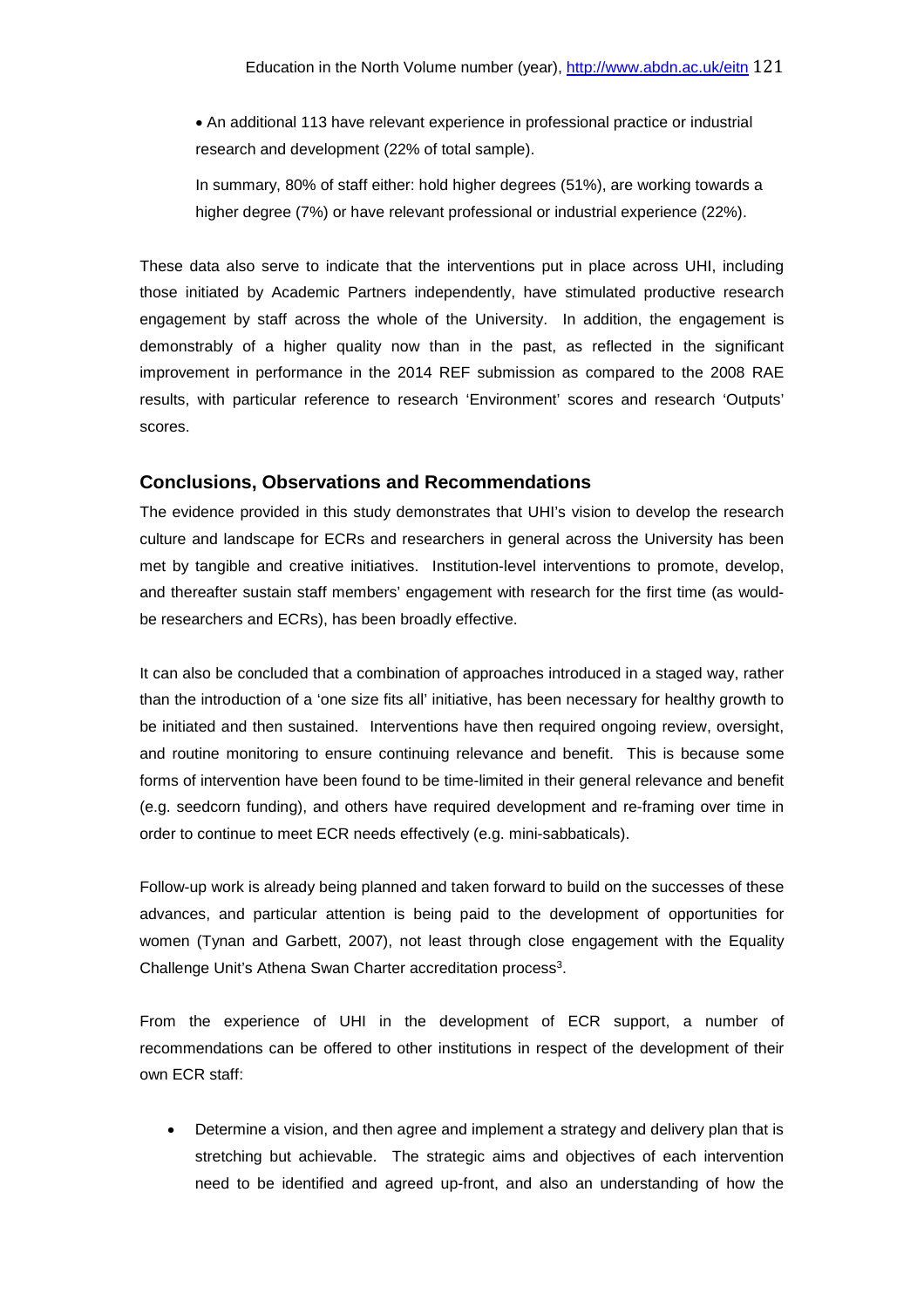- An additional 113 have relevant experience in professional practice or industrial research and development (22% of total sample).

  In summary, 80% of staff either: hold higher degrees (51%), are working towards a higher degree (7%) or have relevant professional or industrial experience (22%).

These data also serve to indicate that the interventions put in place across UHI, including those initiated by Academic Partners independently, have stimulated productive research engagement by staff across the whole of the University. In addition, the engagement is demonstrably of a higher quality now than in the past, as reflected in the significant improvement in performance in the 2014 REF submission as compared to the 2008 RAE results, with particular reference to research 'Environment' scores and research 'Outputs' scores.

## Conclusions, Observations and Recommendations

The evidence provided in this study demonstrates that UHI's vision to develop the research culture and landscape for ECRs and researchers in general across the University has been met by tangible and creative initiatives. Institution-level interventions to promote, develop, and thereafter sustain staff members' engagement with research for the first time (as would-be researchers and ECRs), has been broadly effective.

It can also be concluded that a combination of approaches introduced in a staged way, rather than the introduction of a 'one size fits all' initiative, has been necessary for healthy growth to be initiated and then sustained. Interventions have then required ongoing review, oversight, and routine monitoring to ensure continuing relevance and benefit. This is because some forms of intervention have been found to be time-limited in their general relevance and benefit (e.g. seedcorn funding), and others have required development and re-framing over time in order to continue to meet ECR needs effectively (e.g. mini-sabbaticals).

Follow-up work is already being planned and taken forward to build on the successes of these advances, and particular attention is being paid to the development of opportunities for women (Tynan and Garbett, 2007), not least through close engagement with the Equality Challenge Unit's Athena Swan Charter accreditation process[3].

From the experience of UHI in the development of ECR support, a number of recommendations can be offered to other institutions in respect of the development of their own ECR staff:

- Determine a vision, and then agree and implement a strategy and delivery plan that is stretching but achievable. The strategic aims and objectives of each intervention need to be identified and agreed up-front, and also an understanding of how the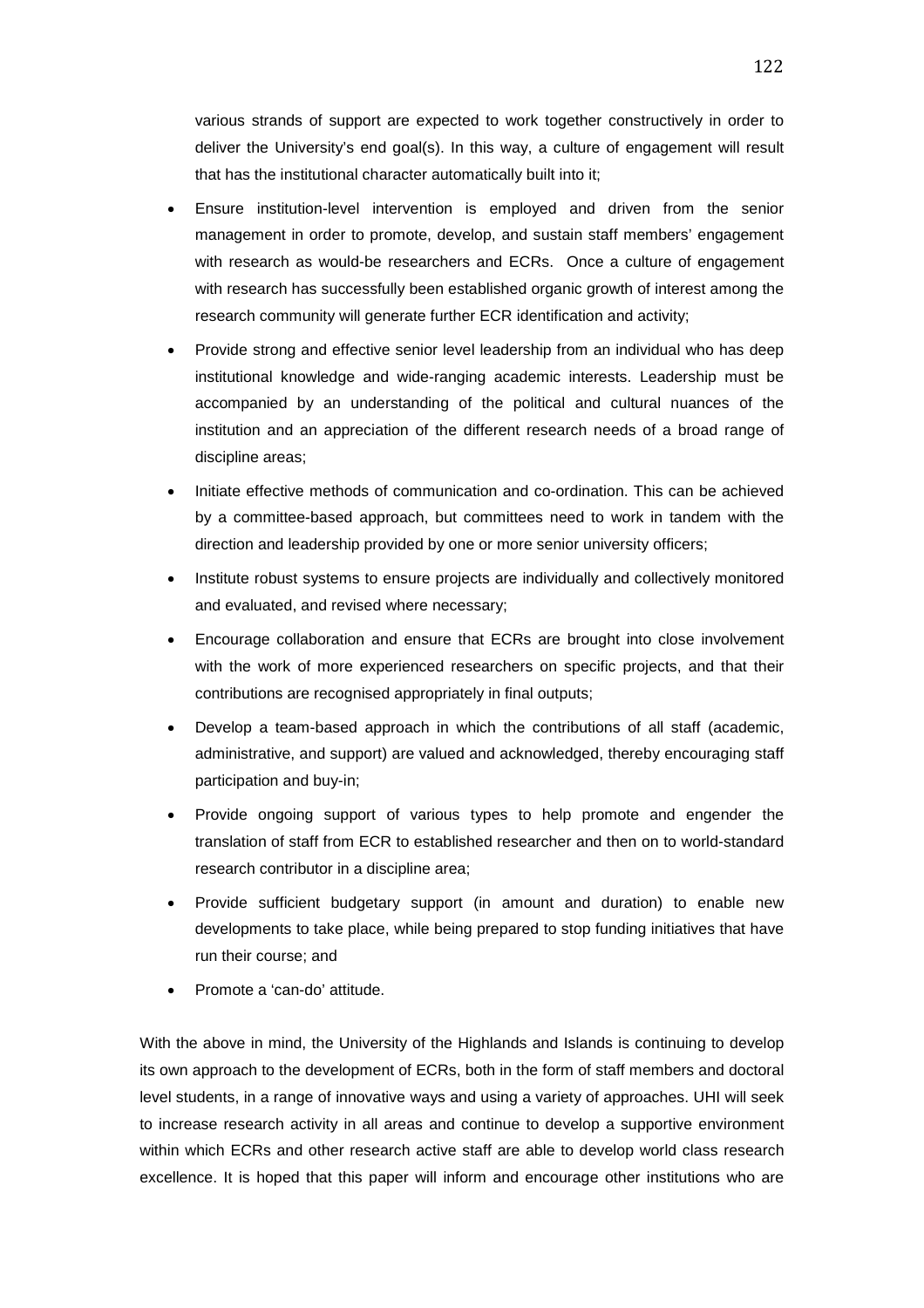various strands of support are expected to work together constructively in order to deliver the University's end goal(s). In this way, a culture of engagement will result that has the institutional character automatically built into it;

- Ensure institution-level intervention is employed and driven from the senior management in order to promote, develop, and sustain staff members' engagement with research as would-be researchers and ECRs. Once a culture of engagement with research has successfully been established organic growth of interest among the research community will generate further ECR identification and activity;
- Provide strong and effective senior level leadership from an individual who has deep institutional knowledge and wide-ranging academic interests. Leadership must be accompanied by an understanding of the political and cultural nuances of the institution and an appreciation of the different research needs of a broad range of discipline areas;
- Initiate effective methods of communication and co-ordination. This can be achieved by a committee-based approach, but committees need to work in tandem with the direction and leadership provided by one or more senior university officers;
- Institute robust systems to ensure projects are individually and collectively monitored and evaluated, and revised where necessary;
- Encourage collaboration and ensure that ECRs are brought into close involvement with the work of more experienced researchers on specific projects, and that their contributions are recognised appropriately in final outputs;
- Develop a team-based approach in which the contributions of all staff (academic, administrative, and support) are valued and acknowledged, thereby encouraging staff participation and buy-in;
- Provide ongoing support of various types to help promote and engender the translation of staff from ECR to established researcher and then on to world-standard research contributor in a discipline area;
- Provide sufficient budgetary support (in amount and duration) to enable new developments to take place, while being prepared to stop funding initiatives that have run their course; and
- Promote a 'can-do' attitude.

With the above in mind, the University of the Highlands and Islands is continuing to develop its own approach to the development of ECRs, both in the form of staff members and doctoral level students, in a range of innovative ways and using a variety of approaches. UHI will seek to increase research activity in all areas and continue to develop a supportive environment within which ECRs and other research active staff are able to develop world class research excellence. It is hoped that this paper will inform and encourage other institutions who are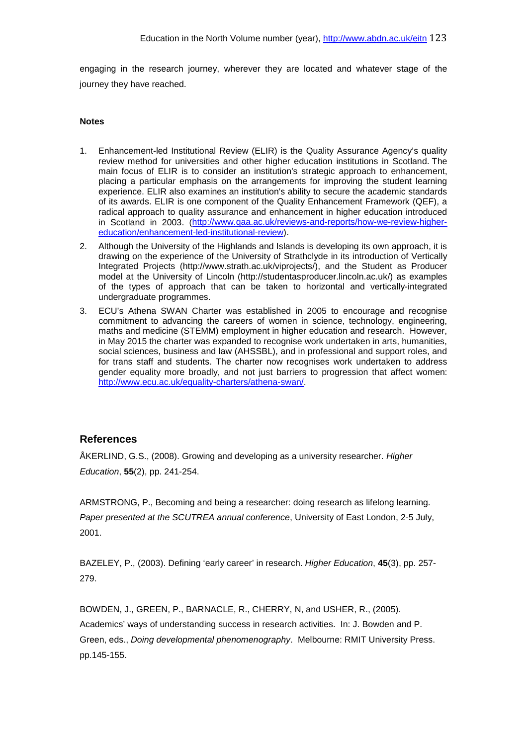engaging in the research journey, wherever they are located and whatever stage of the journey they have reached.

**Notes**

1. Enhancement-led Institutional Review (ELIR) is the Quality Assurance Agency's quality review method for universities and other higher education institutions in Scotland. The main focus of ELIR is to consider an institution's strategic approach to enhancement, placing a particular emphasis on the arrangements for improving the student learning experience. ELIR also examines an institution's ability to secure the academic standards of its awards. ELIR is one component of the Quality Enhancement Framework (QEF), a radical approach to quality assurance and enhancement in higher education introduced in Scotland in 2003. (http://www.qaa.ac.uk/reviews-and-reports/how-we-review-higher-education/enhancement-led-institutional-review).
2. Although the University of the Highlands and Islands is developing its own approach, it is drawing on the experience of the University of Strathclyde in its introduction of Vertically Integrated Projects (http://www.strath.ac.uk/viprojects/), and the Student as Producer model at the University of Lincoln (http://studentasproducer.lincoln.ac.uk/) as examples of the types of approach that can be taken to horizontal and vertically-integrated undergraduate programmes.
3. ECU's Athena SWAN Charter was established in 2005 to encourage and recognise commitment to advancing the careers of women in science, technology, engineering, maths and medicine (STEMM) employment in higher education and research. However, in May 2015 the charter was expanded to recognise work undertaken in arts, humanities, social sciences, business and law (AHSSBL), and in professional and support roles, and for trans staff and students. The charter now recognises work undertaken to address gender equality more broadly, and not just barriers to progression that affect women: http://www.ecu.ac.uk/equality-charters/athena-swan/.

## References

ÅKERLIND, G.S., (2008). Growing and developing as a university researcher. *Higher Education*, **55**(2), pp. 241-254.

ARMSTRONG, P., Becoming and being a researcher: doing research as lifelong learning. *Paper presented at the SCUTREA annual conference*, University of East London, 2-5 July, 2001.

BAZELEY, P., (2003). Defining 'early career' in research. *Higher Education*, **45**(3), pp. 257-279.

BOWDEN, J., GREEN, P., BARNACLE, R., CHERRY, N, and USHER, R., (2005). Academics' ways of understanding success in research activities. In: J. Bowden and P. Green, eds., *Doing developmental phenomenography*. Melbourne: RMIT University Press. pp.145-155.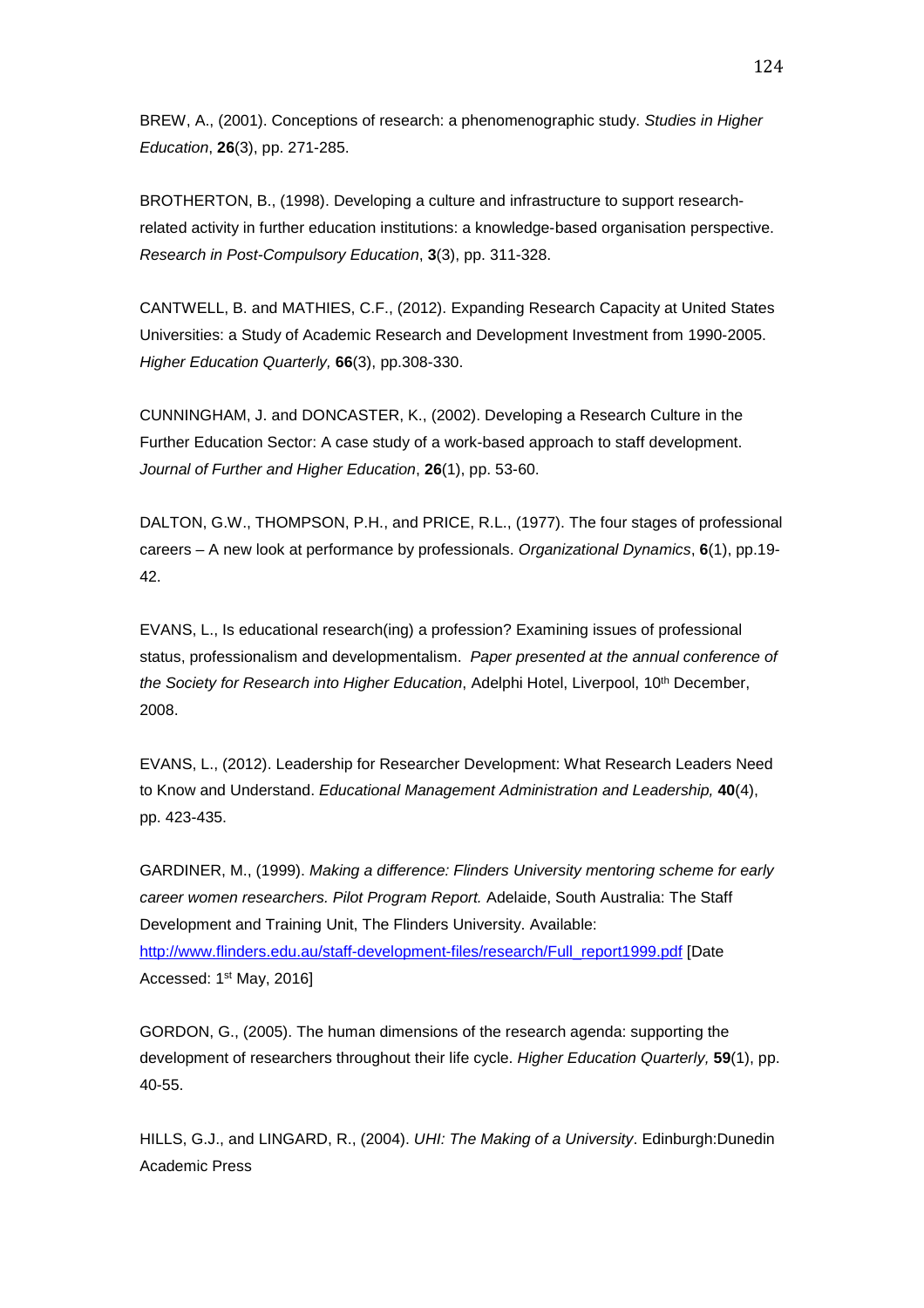BREW, A., (2001). Conceptions of research: a phenomenographic study. *Studies in Higher Education*, **26**(3), pp. 271-285.

BROTHERTON, B., (1998). Developing a culture and infrastructure to support research-related activity in further education institutions: a knowledge-based organisation perspective. *Research in Post-Compulsory Education*, **3**(3), pp. 311-328.

CANTWELL, B. and MATHIES, C.F., (2012). Expanding Research Capacity at United States Universities: a Study of Academic Research and Development Investment from 1990-2005. *Higher Education Quarterly,* **66**(3), pp.308-330.

CUNNINGHAM, J. and DONCASTER, K., (2002). Developing a Research Culture in the Further Education Sector: A case study of a work-based approach to staff development. *Journal of Further and Higher Education*, **26**(1), pp. 53-60.

DALTON, G.W., THOMPSON, P.H., and PRICE, R.L., (1977). The four stages of professional careers – A new look at performance by professionals. *Organizational Dynamics*, **6**(1), pp.19-42.

EVANS, L., Is educational research(ing) a profession? Examining issues of professional status, professionalism and developmentalism. *Paper presented at the annual conference of the Society for Research into Higher Education*, Adelphi Hotel, Liverpool, 10th December, 2008.

EVANS, L., (2012). Leadership for Researcher Development: What Research Leaders Need to Know and Understand. *Educational Management Administration and Leadership,* **40**(4), pp. 423-435.

GARDINER, M., (1999). *Making a difference: Flinders University mentoring scheme for early career women researchers. Pilot Program Report.* Adelaide, South Australia: The Staff Development and Training Unit, The Flinders University. Available: http://www.flinders.edu.au/staff-development-files/research/Full_report1999.pdf [Date Accessed: 1st May, 2016]

GORDON, G., (2005). The human dimensions of the research agenda: supporting the development of researchers throughout their life cycle. *Higher Education Quarterly,* **59**(1), pp. 40-55.

HILLS, G.J., and LINGARD, R., (2004). *UHI: The Making of a University*. Edinburgh:Dunedin Academic Press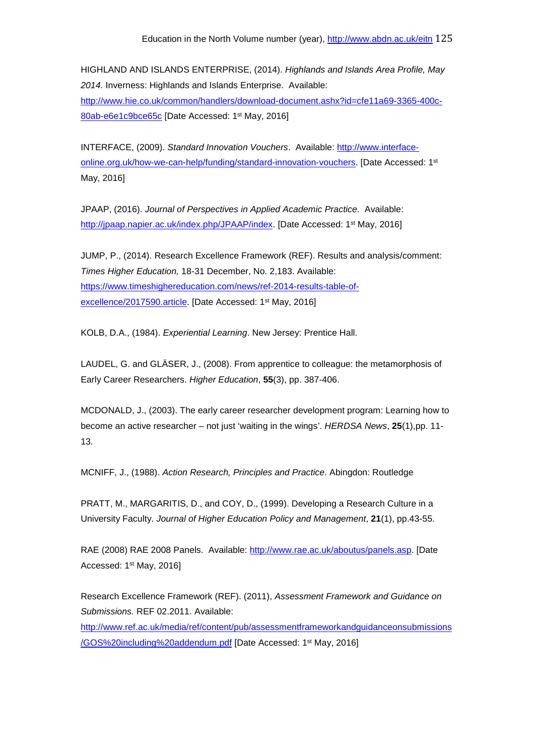HIGHLAND AND ISLANDS ENTERPRISE, (2014). *Highlands and Islands Area Profile, May 2014.* Inverness: Highlands and Islands Enterprise. Available: http://www.hie.co.uk/common/handlers/download-document.ashx?id=cfe11a69-3365-400c-80ab-e6e1c9bce65c [Date Accessed: 1st May, 2016]

INTERFACE, (2009). *Standard Innovation Vouchers*. Available: http://www.interface-online.org.uk/how-we-can-help/funding/standard-innovation-vouchers. [Date Accessed: 1st May, 2016]

JPAAP, (2016). *Journal of Perspectives in Applied Academic Practice*. Available: http://jpaap.napier.ac.uk/index.php/JPAAP/index. [Date Accessed: 1st May, 2016]

JUMP, P., (2014). Research Excellence Framework (REF). Results and analysis/comment: *Times Higher Education,* 18-31 December, No. 2,183. Available: https://www.timeshighereducation.com/news/ref-2014-results-table-of-excellence/2017590.article. [Date Accessed: 1st May, 2016]

KOLB, D.A., (1984). *Experiential Learning*. New Jersey: Prentice Hall.

LAUDEL, G. and GLÄSER, J., (2008). From apprentice to colleague: the metamorphosis of Early Career Researchers. *Higher Education*, **55**(3), pp. 387-406.

MCDONALD, J., (2003). The early career researcher development program: Learning how to become an active researcher – not just 'waiting in the wings'. *HERDSA News*, **25**(1),pp. 11-13.

MCNIFF, J., (1988). *Action Research, Principles and Practice*. Abingdon: Routledge

PRATT, M., MARGARITIS, D., and COY, D., (1999). Developing a Research Culture in a University Faculty. *Journal of Higher Education Policy and Management*, **21**(1), pp.43-55.

RAE (2008) RAE 2008 Panels. Available: http://www.rae.ac.uk/aboutus/panels.asp. [Date Accessed: 1st May, 2016]

Research Excellence Framework (REF). (2011), *Assessment Framework and Guidance on Submissions.* REF 02.2011. Available: http://www.ref.ac.uk/media/ref/content/pub/assessmentframeworkandguidanceonsubmissions/GOS%20including%20addendum.pdf [Date Accessed: 1st May, 2016]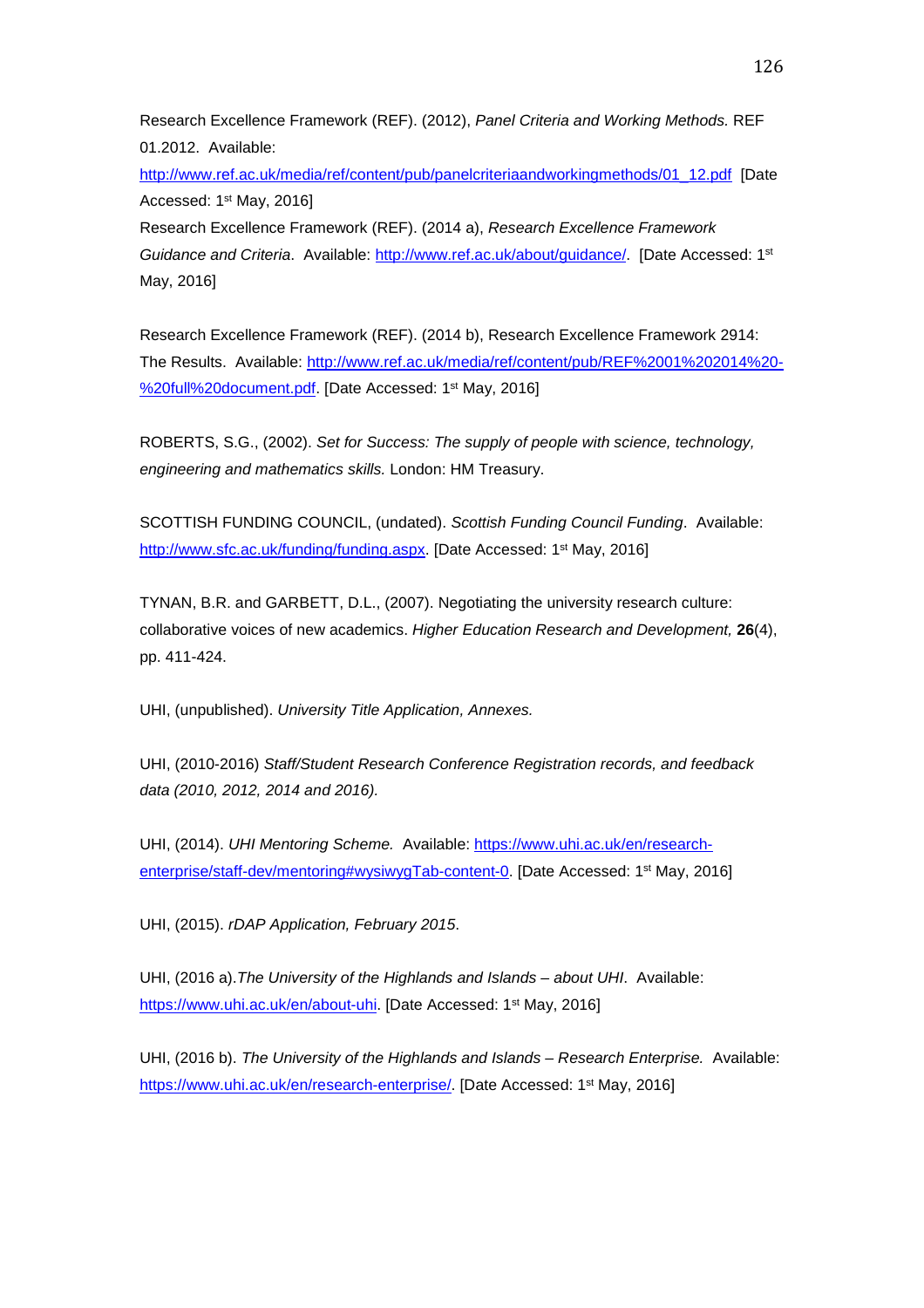Research Excellence Framework (REF). (2012), *Panel Criteria and Working Methods.* REF 01.2012. Available: http://www.ref.ac.uk/media/ref/content/pub/panelcriteriaandworkingmethods/01_12.pdf [Date Accessed: 1st May, 2016]

Research Excellence Framework (REF). (2014 a), *Research Excellence Framework Guidance and Criteria*. Available: http://www.ref.ac.uk/about/guidance/. [Date Accessed: 1st May, 2016]

Research Excellence Framework (REF). (2014 b), Research Excellence Framework 2914: The Results. Available: http://www.ref.ac.uk/media/ref/content/pub/REF%2001%202014%20-%20full%20document.pdf. [Date Accessed: 1st May, 2016]

ROBERTS, S.G., (2002). *Set for Success: The supply of people with science, technology, engineering and mathematics skills.* London: HM Treasury.

SCOTTISH FUNDING COUNCIL, (undated). *Scottish Funding Council Funding*. Available: http://www.sfc.ac.uk/funding/funding.aspx. [Date Accessed: 1st May, 2016]

TYNAN, B.R. and GARBETT, D.L., (2007). Negotiating the university research culture: collaborative voices of new academics. *Higher Education Research and Development,* **26**(4), pp. 411-424.

UHI, (unpublished). *University Title Application, Annexes.*

UHI, (2010-2016) *Staff/Student Research Conference Registration records, and feedback data (2010, 2012, 2014 and 2016).*

UHI, (2014). *UHI Mentoring Scheme.* Available: https://www.uhi.ac.uk/en/research-enterprise/staff-dev/mentoring#wysiwygTab-content-0. [Date Accessed: 1st May, 2016]

UHI, (2015). *rDAP Application, February 2015*.

UHI, (2016 a).*The University of the Highlands and Islands – about UHI*. Available: https://www.uhi.ac.uk/en/about-uhi. [Date Accessed: 1st May, 2016]

UHI, (2016 b). *The University of the Highlands and Islands – Research Enterprise.* Available: https://www.uhi.ac.uk/en/research-enterprise/. [Date Accessed: 1st May, 2016]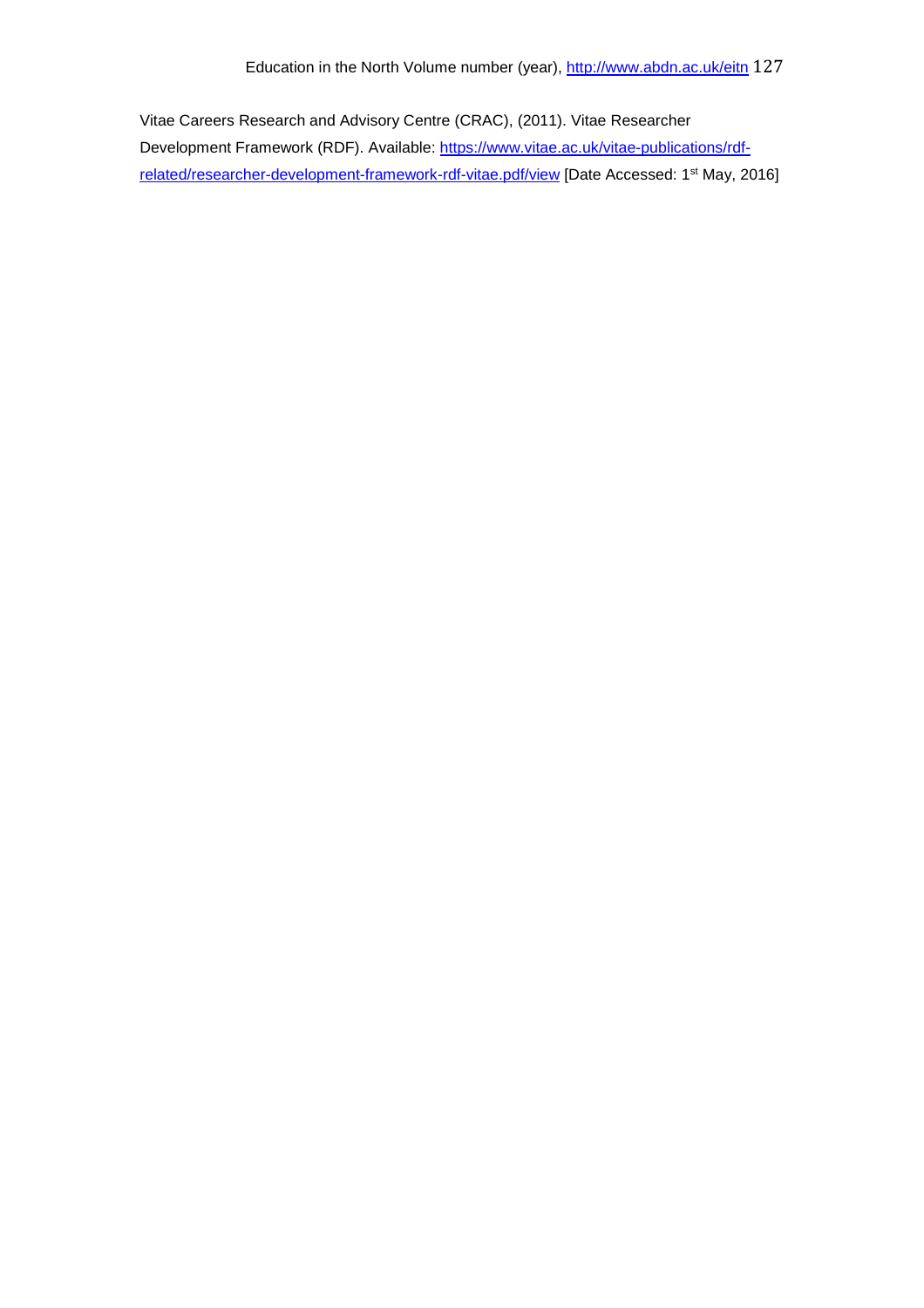Vitae Careers Research and Advisory Centre (CRAC), (2011). Vitae Researcher Development Framework (RDF). Available: https://www.vitae.ac.uk/vitae-publications/rdf-related/researcher-development-framework-rdf-vitae.pdf/view [Date Accessed: 1st May, 2016]